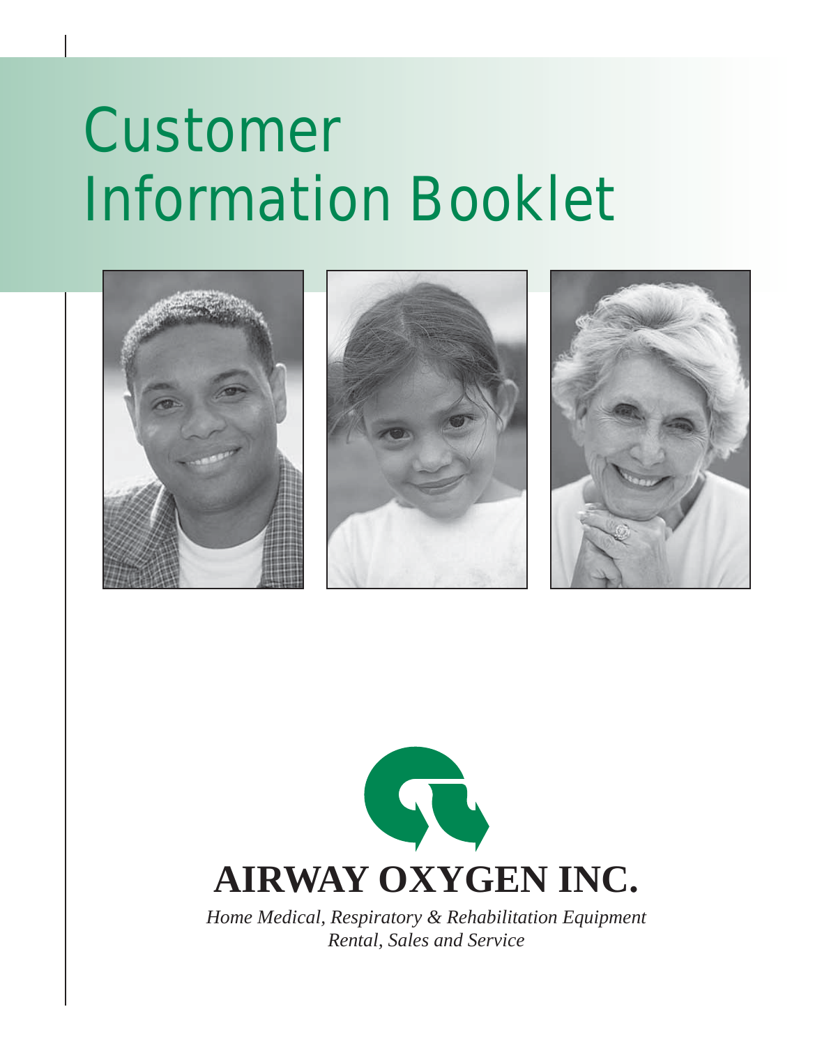# Customer Information Booklet

**AIRWAY OXYGEN INC.**

*Home Medical, Respiratory & Rehabilitation Equipment*
*Rental, Sales and Service*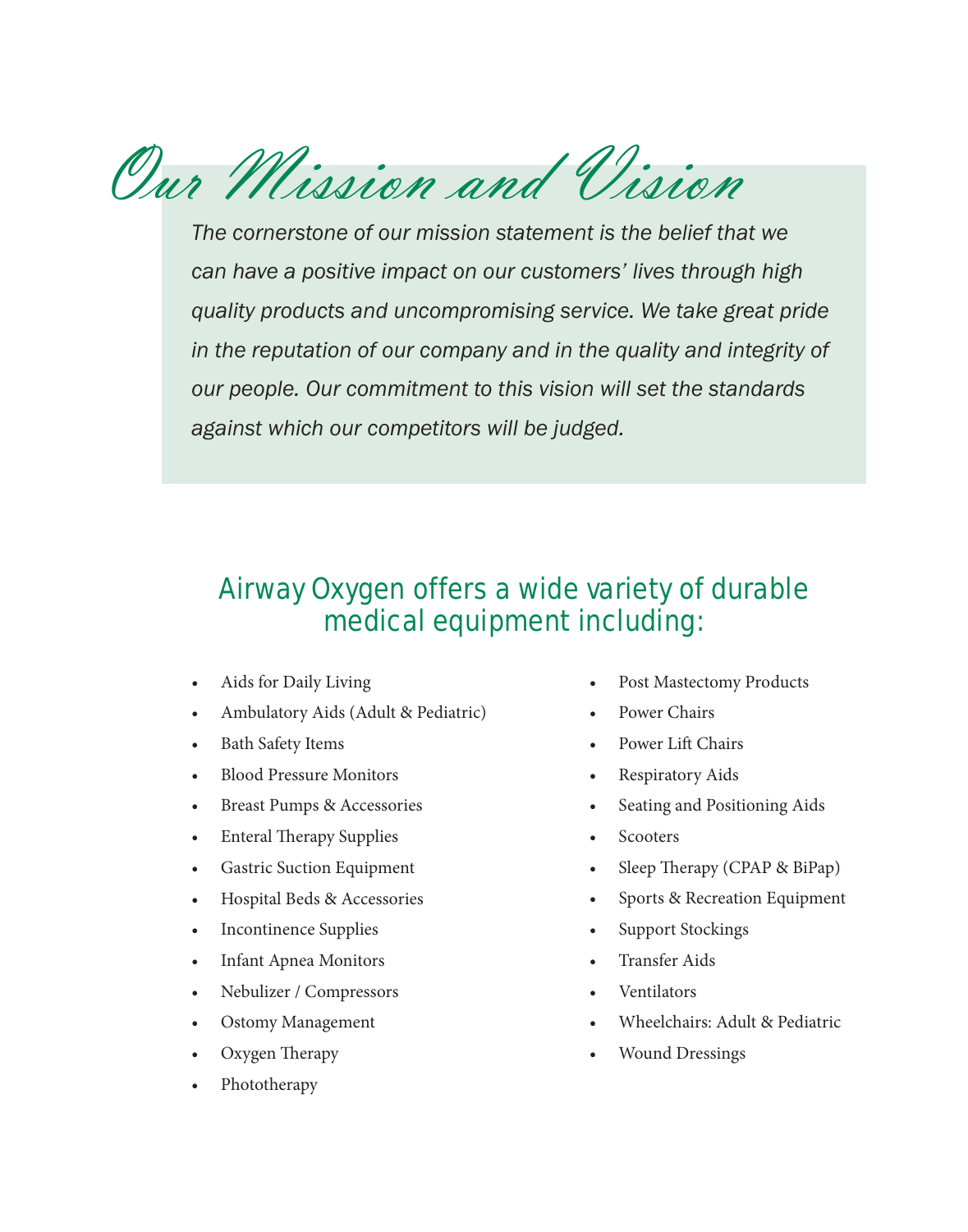# Our Mission and Vision

*The cornerstone of our mission statement is the belief that we can have a positive impact on our customers' lives through high quality products and uncompromising service. We take great pride in the reputation of our company and in the quality and integrity of our people. Our commitment to this vision will set the standards against which our competitors will be judged.*

## Airway Oxygen offers a wide variety of durable medical equipment including:

- Aids for Daily Living
- Ambulatory Aids (Adult & Pediatric)
- Bath Safety Items
- Blood Pressure Monitors
- Breast Pumps & Accessories
- Enteral Therapy Supplies
- Gastric Suction Equipment
- Hospital Beds & Accessories
- Incontinence Supplies
- Infant Apnea Monitors
- Nebulizer / Compressors
- Ostomy Management
- Oxygen Therapy
- Phototherapy
- Post Mastectomy Products
- Power Chairs
- Power Lift Chairs
- Respiratory Aids
- Seating and Positioning Aids
- Scooters
- Sleep Therapy (CPAP & BiPap)
- Sports & Recreation Equipment
- Support Stockings
- Transfer Aids
- Ventilators
- Wheelchairs: Adult & Pediatric
- Wound Dressings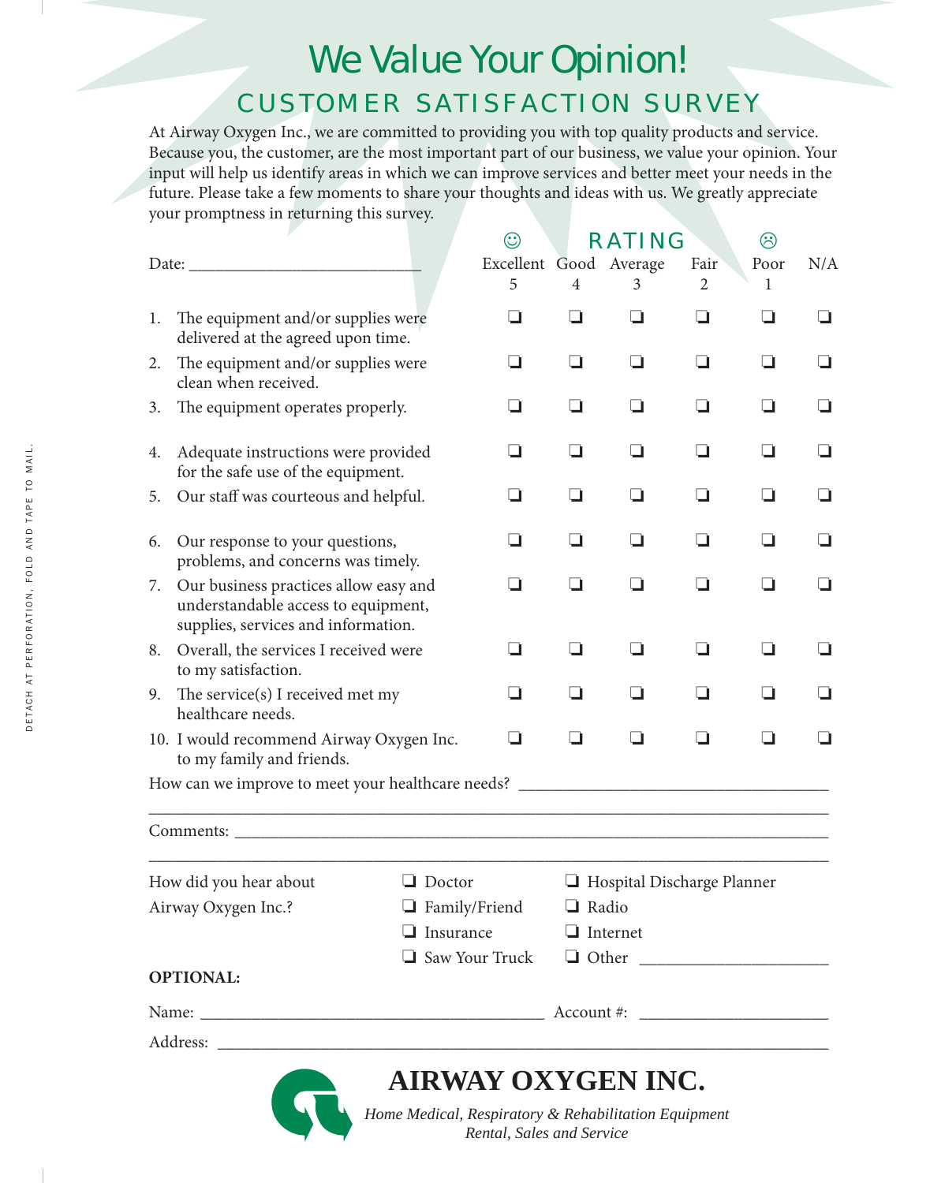# We Value Your Opinion!

## CUSTOMER SATISFACTION SURVEY

At Airway Oxygen Inc., we are committed to providing you with top quality products and service. Because you, the customer, are the most important part of our business, we value your opinion. Your input will help us identify areas in which we can improve services and better meet your needs in the future. Please take a few moments to share your thoughts and ideas with us. We greatly appreciate your promptness in returning this survey.

Date: ___________________________

| RATING | ☺ Excellent 5 | Good 4 | Average 3 | Fair 2 | ☹ Poor 1 | N/A |
|---|---|---|---|---|---|---|
| 1. The equipment and/or supplies were delivered at the agreed upon time. | ❏ | ❏ | ❏ | ❏ | ❏ | ❏ |
| 2. The equipment and/or supplies were clean when received. | ❏ | ❏ | ❏ | ❏ | ❏ | ❏ |
| 3. The equipment operates properly. | ❏ | ❏ | ❏ | ❏ | ❏ | ❏ |
| 4. Adequate instructions were provided for the safe use of the equipment. | ❏ | ❏ | ❏ | ❏ | ❏ | ❏ |
| 5. Our staff was courteous and helpful. | ❏ | ❏ | ❏ | ❏ | ❏ | ❏ |
| 6. Our response to your questions, problems, and concerns was timely. | ❏ | ❏ | ❏ | ❏ | ❏ | ❏ |
| 7. Our business practices allow easy and understandable access to equipment, supplies, services and information. | ❏ | ❏ | ❏ | ❏ | ❏ | ❏ |
| 8. Overall, the services I received were to my satisfaction. | ❏ | ❏ | ❏ | ❏ | ❏ | ❏ |
| 9. The service(s) I received met my healthcare needs. | ❏ | ❏ | ❏ | ❏ | ❏ | ❏ |
| 10. I would recommend Airway Oxygen Inc. to my family and friends. | ❏ | ❏ | ❏ | ❏ | ❏ | ❏ |

How can we improve to meet your healthcare needs? ____________________________________

______________________________________________________________________________

Comments: ___________________________________________________________________

______________________________________________________________________________

How did you hear about Airway Oxygen Inc.?

- ❏ Doctor
- ❏ Family/Friend
- ❏ Insurance
- ❏ Saw Your Truck
- ❏ Hospital Discharge Planner
- ❏ Radio
- ❏ Internet
- ❏ Other ______________________

**OPTIONAL:**

Name: ________________________________________ Account #: ______________________

Address: _____________________________________________________________________

DETACH AT PERFORATION, FOLD AND TAPE TO MAIL.

**AIRWAY OXYGEN INC.**

*Home Medical, Respiratory & Rehabilitation Equipment*
*Rental, Sales and Service*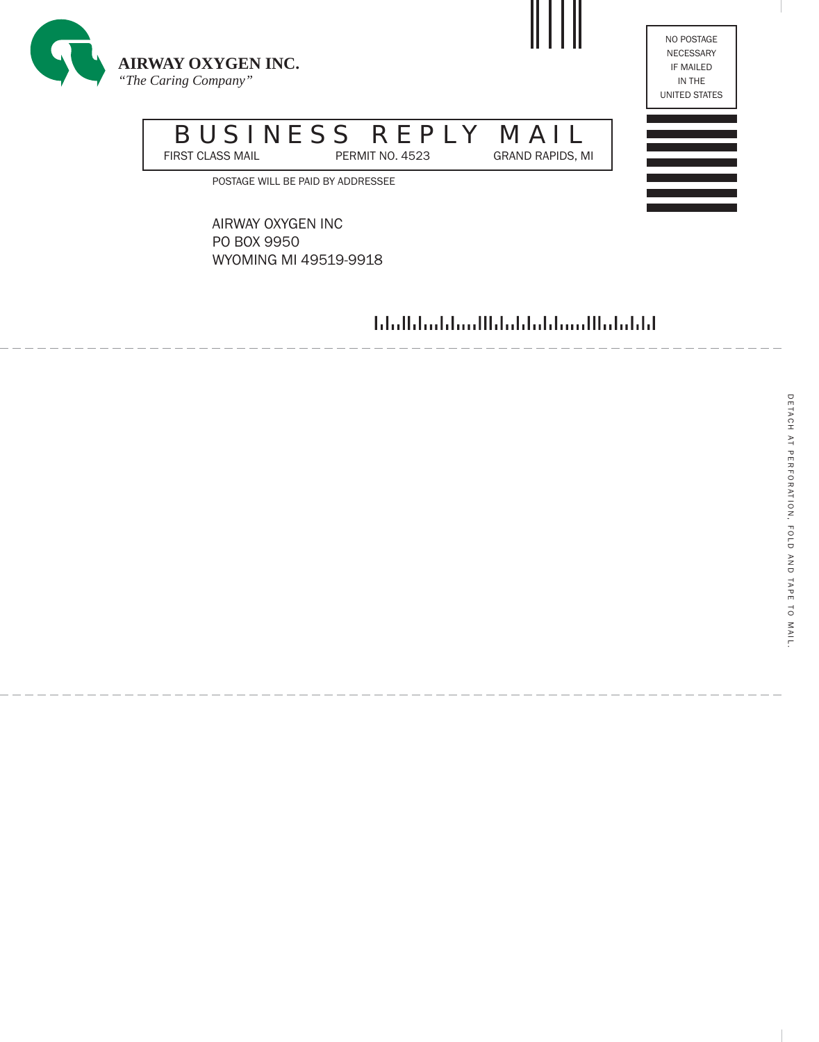**AIRWAY OXYGEN INC.**
*"The Caring Company"*

NO POSTAGE NECESSARY IF MAILED IN THE UNITED STATES

# BUSINESS REPLY MAIL

FIRST CLASS MAIL PERMIT NO. 4523 GRAND RAPIDS, MI

POSTAGE WILL BE PAID BY ADDRESSEE

AIRWAY OXYGEN INC
PO BOX 9950
WYOMING MI 49519-9918

DETACH AT PERFORATION, FOLD AND TAPE TO MAIL.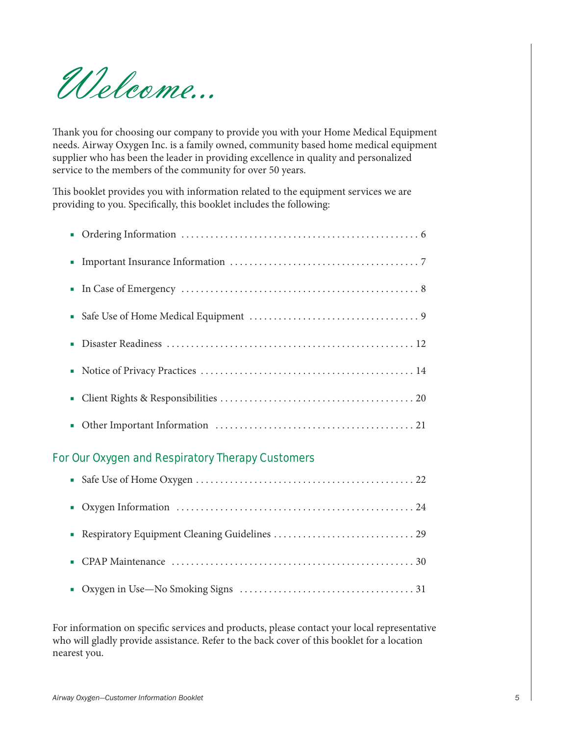# Welcome...

Thank you for choosing our company to provide you with your Home Medical Equipment needs. Airway Oxygen Inc. is a family owned, community based home medical equipment supplier who has been the leader in providing excellence in quality and personalized service to the members of the community for over 50 years.

This booklet provides you with information related to the equipment services we are providing to you. Specifically, this booklet includes the following:

- Ordering Information . . . . . . . . . . . . . . . . . . . . . . . . . . . . . . . . . . . . . . . . . . . . . . . . 6
- Important Insurance Information . . . . . . . . . . . . . . . . . . . . . . . . . . . . . . . . . . . . . . . 7
- In Case of Emergency . . . . . . . . . . . . . . . . . . . . . . . . . . . . . . . . . . . . . . . . . . . . . . . . 8
- Safe Use of Home Medical Equipment . . . . . . . . . . . . . . . . . . . . . . . . . . . . . . . . . . . 9
- Disaster Readiness . . . . . . . . . . . . . . . . . . . . . . . . . . . . . . . . . . . . . . . . . . . . . . . . . . 12
- Notice of Privacy Practices . . . . . . . . . . . . . . . . . . . . . . . . . . . . . . . . . . . . . . . . . . . 14
- Client Rights & Responsibilities . . . . . . . . . . . . . . . . . . . . . . . . . . . . . . . . . . . . . . . 20
- Other Important Information . . . . . . . . . . . . . . . . . . . . . . . . . . . . . . . . . . . . . . . . . 21

## For Our Oxygen and Respiratory Therapy Customers

- Safe Use of Home Oxygen . . . . . . . . . . . . . . . . . . . . . . . . . . . . . . . . . . . . . . . . . . . . 22
- Oxygen Information . . . . . . . . . . . . . . . . . . . . . . . . . . . . . . . . . . . . . . . . . . . . . . . . . 24
- Respiratory Equipment Cleaning Guidelines . . . . . . . . . . . . . . . . . . . . . . . . . . . . . 29
- CPAP Maintenance . . . . . . . . . . . . . . . . . . . . . . . . . . . . . . . . . . . . . . . . . . . . . . . . . . 30
- Oxygen in Use—No Smoking Signs . . . . . . . . . . . . . . . . . . . . . . . . . . . . . . . . . . . . 31

For information on specific services and products, please contact your local representative who will gladly provide assistance. Refer to the back cover of this booklet for a location nearest you.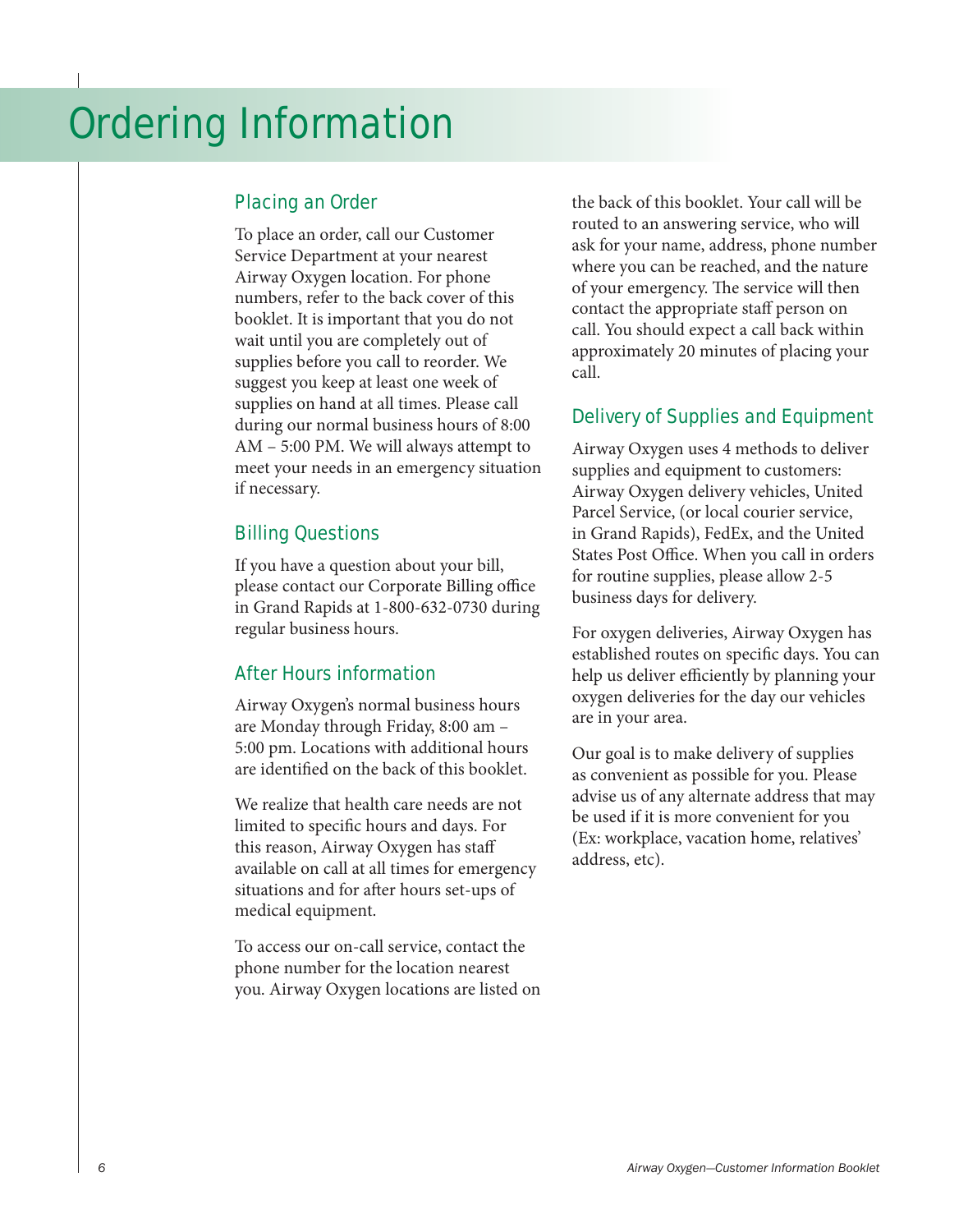# Ordering Information

## Placing an Order

To place an order, call our Customer Service Department at your nearest Airway Oxygen location. For phone numbers, refer to the back cover of this booklet. It is important that you do not wait until you are completely out of supplies before you call to reorder. We suggest you keep at least one week of supplies on hand at all times. Please call during our normal business hours of 8:00 AM – 5:00 PM. We will always attempt to meet your needs in an emergency situation if necessary.

## Billing Questions

If you have a question about your bill, please contact our Corporate Billing office in Grand Rapids at 1-800-632-0730 during regular business hours.

## After Hours information

Airway Oxygen's normal business hours are Monday through Friday, 8:00 am – 5:00 pm. Locations with additional hours are identified on the back of this booklet.

We realize that health care needs are not limited to specific hours and days. For this reason, Airway Oxygen has staff available on call at all times for emergency situations and for after hours set-ups of medical equipment.

To access our on-call service, contact the phone number for the location nearest you. Airway Oxygen locations are listed on the back of this booklet. Your call will be routed to an answering service, who will ask for your name, address, phone number where you can be reached, and the nature of your emergency. The service will then contact the appropriate staff person on call. You should expect a call back within approximately 20 minutes of placing your call.

## Delivery of Supplies and Equipment

Airway Oxygen uses 4 methods to deliver supplies and equipment to customers: Airway Oxygen delivery vehicles, United Parcel Service, (or local courier service, in Grand Rapids), FedEx, and the United States Post Office. When you call in orders for routine supplies, please allow 2-5 business days for delivery.

For oxygen deliveries, Airway Oxygen has established routes on specific days. You can help us deliver efficiently by planning your oxygen deliveries for the day our vehicles are in your area.

Our goal is to make delivery of supplies as convenient as possible for you. Please advise us of any alternate address that may be used if it is more convenient for you (Ex: workplace, vacation home, relatives' address, etc).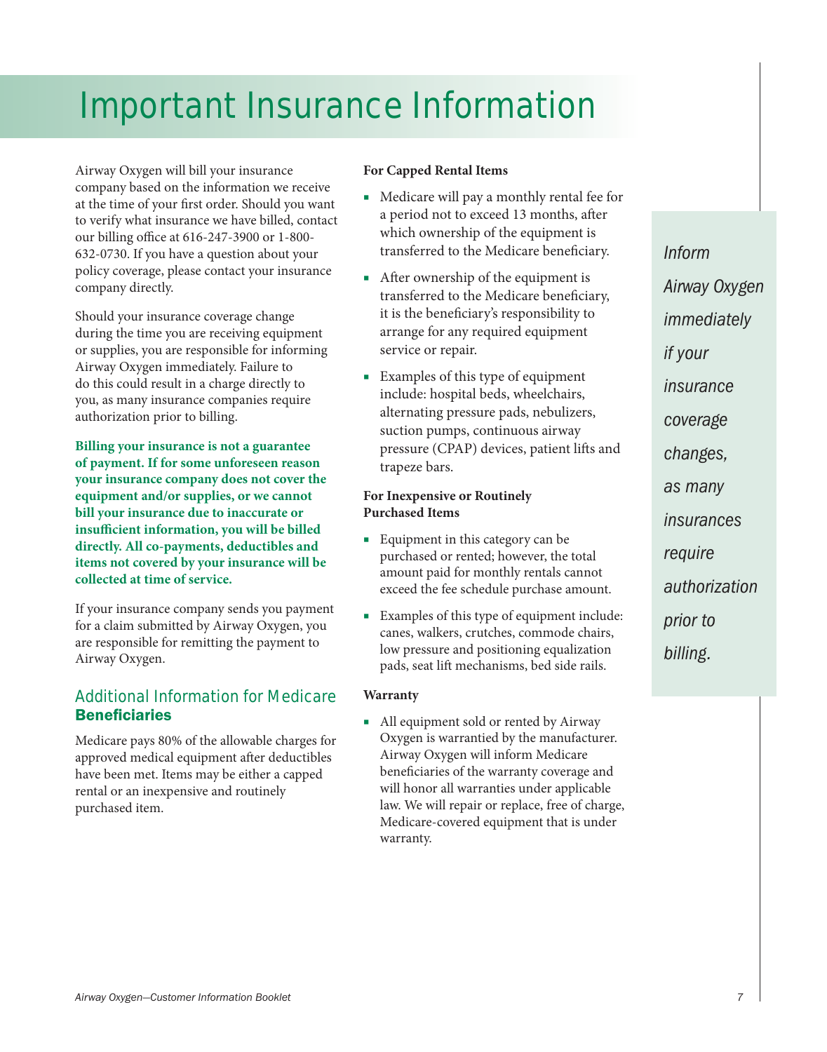# Important Insurance Information

Airway Oxygen will bill your insurance company based on the information we receive at the time of your first order. Should you want to verify what insurance we have billed, contact our billing office at 616-247-3900 or 1-800-632-0730. If you have a question about your policy coverage, please contact your insurance company directly.

Should your insurance coverage change during the time you are receiving equipment or supplies, you are responsible for informing Airway Oxygen immediately. Failure to do this could result in a charge directly to you, as many insurance companies require authorization prior to billing.

**Billing your insurance is not a guarantee of payment. If for some unforeseen reason your insurance company does not cover the equipment and/or supplies, or we cannot bill your insurance due to inaccurate or insufficient information, you will be billed directly. All co-payments, deductibles and items not covered by your insurance will be collected at time of service.**

If your insurance company sends you payment for a claim submitted by Airway Oxygen, you are responsible for remitting the payment to Airway Oxygen.

## Additional Information for Medicare Beneficiaries

Medicare pays 80% of the allowable charges for approved medical equipment after deductibles have been met. Items may be either a capped rental or an inexpensive and routinely purchased item.

**For Capped Rental Items**

- Medicare will pay a monthly rental fee for a period not to exceed 13 months, after which ownership of the equipment is transferred to the Medicare beneficiary.
- After ownership of the equipment is transferred to the Medicare beneficiary, it is the beneficiary's responsibility to arrange for any required equipment service or repair.
- Examples of this type of equipment include: hospital beds, wheelchairs, alternating pressure pads, nebulizers, suction pumps, continuous airway pressure (CPAP) devices, patient lifts and trapeze bars.

**For Inexpensive or Routinely Purchased Items**

- Equipment in this category can be purchased or rented; however, the total amount paid for monthly rentals cannot exceed the fee schedule purchase amount.
- Examples of this type of equipment include: canes, walkers, crutches, commode chairs, low pressure and positioning equalization pads, seat lift mechanisms, bed side rails.

**Warranty**

- All equipment sold or rented by Airway Oxygen is warrantied by the manufacturer. Airway Oxygen will inform Medicare beneficiaries of the warranty coverage and will honor all warranties under applicable law. We will repair or replace, free of charge, Medicare-covered equipment that is under warranty.

*Inform Airway Oxygen immediately if your insurance coverage changes, as many insurances require authorization prior to billing.*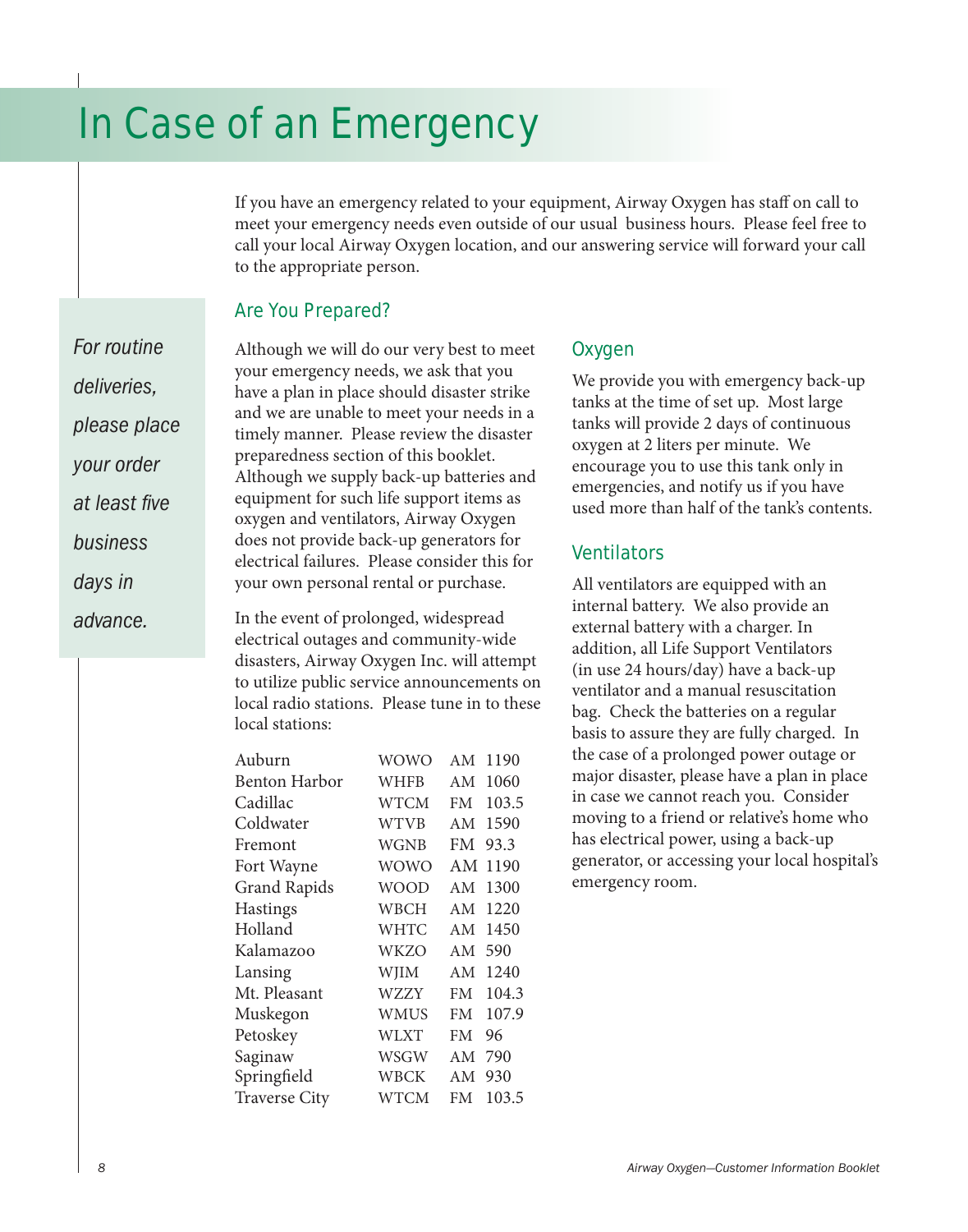# In Case of an Emergency

If you have an emergency related to your equipment, Airway Oxygen has staff on call to meet your emergency needs even outside of our usual business hours. Please feel free to call your local Airway Oxygen location, and our answering service will forward your call to the appropriate person.

*For routine deliveries, please place your order at least five business days in advance.*

## Are You Prepared?

Although we will do our very best to meet your emergency needs, we ask that you have a plan in place should disaster strike and we are unable to meet your needs in a timely manner. Please review the disaster preparedness section of this booklet. Although we supply back-up batteries and equipment for such life support items as oxygen and ventilators, Airway Oxygen does not provide back-up generators for electrical failures. Please consider this for your own personal rental or purchase.

In the event of prolonged, widespread electrical outages and community-wide disasters, Airway Oxygen Inc. will attempt to utilize public service announcements on local radio stations. Please tune in to these local stations:

| | | | |
|---|---|---|---|
| Auburn | WOWO | AM | 1190 |
| Benton Harbor | WHFB | AM | 1060 |
| Cadillac | WTCM | FM | 103.5 |
| Coldwater | WTVB | AM | 1590 |
| Fremont | WGNB | FM | 93.3 |
| Fort Wayne | WOWO | AM | 1190 |
| Grand Rapids | WOOD | AM | 1300 |
| Hastings | WBCH | AM | 1220 |
| Holland | WHTC | AM | 1450 |
| Kalamazoo | WKZO | AM | 590 |
| Lansing | WJIM | AM | 1240 |
| Mt. Pleasant | WZZY | FM | 104.3 |
| Muskegon | WMUS | FM | 107.9 |
| Petoskey | WLXT | FM | 96 |
| Saginaw | WSGW | AM | 790 |
| Springfield | WBCK | AM | 930 |
| Traverse City | WTCM | FM | 103.5 |

## Oxygen

We provide you with emergency back-up tanks at the time of set up. Most large tanks will provide 2 days of continuous oxygen at 2 liters per minute. We encourage you to use this tank only in emergencies, and notify us if you have used more than half of the tank's contents.

## Ventilators

All ventilators are equipped with an internal battery. We also provide an external battery with a charger. In addition, all Life Support Ventilators (in use 24 hours/day) have a back-up ventilator and a manual resuscitation bag. Check the batteries on a regular basis to assure they are fully charged. In the case of a prolonged power outage or major disaster, please have a plan in place in case we cannot reach you. Consider moving to a friend or relative's home who has electrical power, using a back-up generator, or accessing your local hospital's emergency room.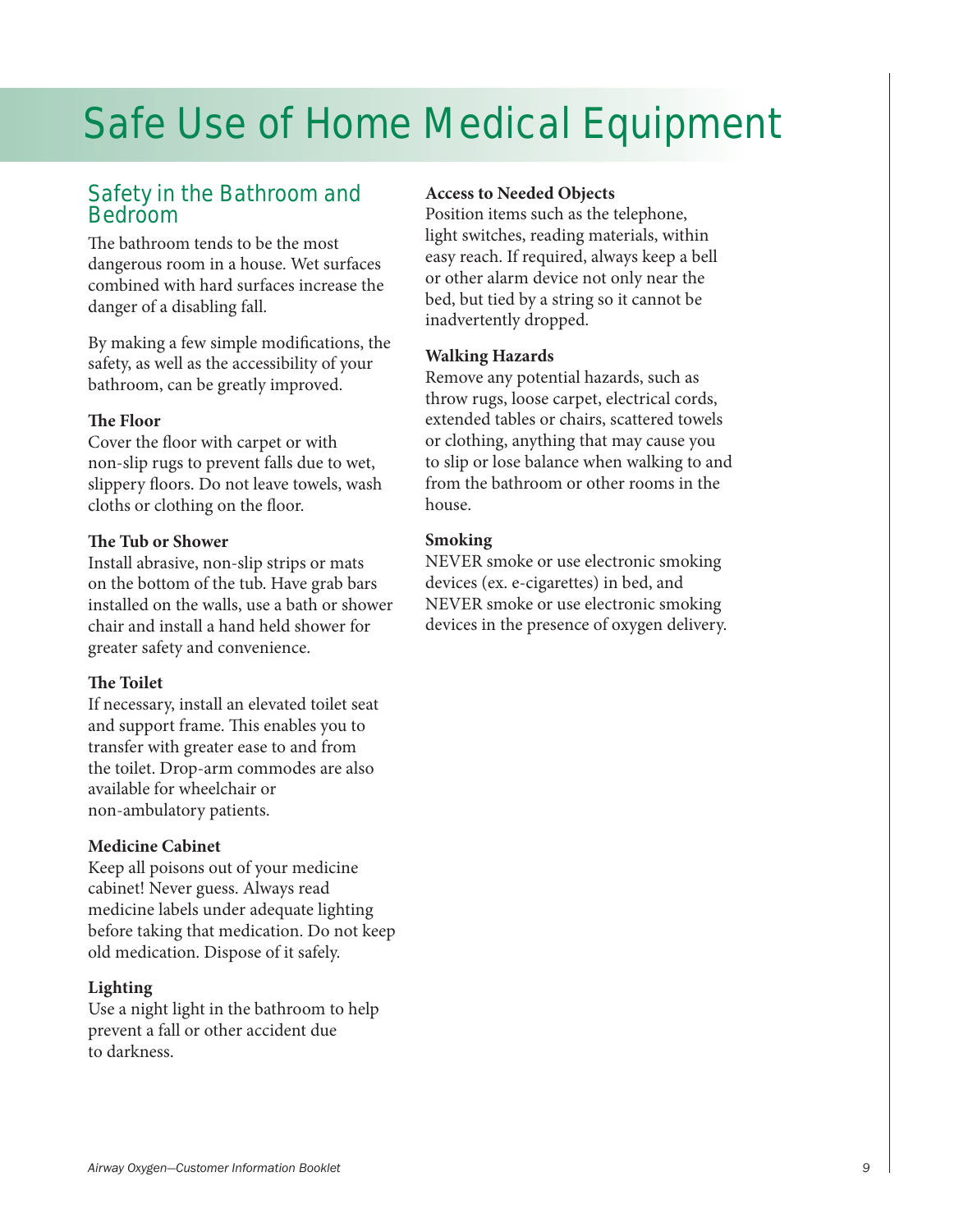# Safe Use of Home Medical Equipment

## Safety in the Bathroom and Bedroom

The bathroom tends to be the most dangerous room in a house. Wet surfaces combined with hard surfaces increase the danger of a disabling fall.

By making a few simple modifications, the safety, as well as the accessibility of your bathroom, can be greatly improved.

**The Floor**
Cover the floor with carpet or with non-slip rugs to prevent falls due to wet, slippery floors. Do not leave towels, wash cloths or clothing on the floor.

**The Tub or Shower**
Install abrasive, non-slip strips or mats on the bottom of the tub. Have grab bars installed on the walls, use a bath or shower chair and install a hand held shower for greater safety and convenience.

**The Toilet**
If necessary, install an elevated toilet seat and support frame. This enables you to transfer with greater ease to and from the toilet. Drop-arm commodes are also available for wheelchair or non-ambulatory patients.

**Medicine Cabinet**
Keep all poisons out of your medicine cabinet! Never guess. Always read medicine labels under adequate lighting before taking that medication. Do not keep old medication. Dispose of it safely.

**Lighting**
Use a night light in the bathroom to help prevent a fall or other accident due to darkness.

**Access to Needed Objects**
Position items such as the telephone, light switches, reading materials, within easy reach. If required, always keep a bell or other alarm device not only near the bed, but tied by a string so it cannot be inadvertently dropped.

**Walking Hazards**
Remove any potential hazards, such as throw rugs, loose carpet, electrical cords, extended tables or chairs, scattered towels or clothing, anything that may cause you to slip or lose balance when walking to and from the bathroom or other rooms in the house.

**Smoking**
NEVER smoke or use electronic smoking devices (ex. e-cigarettes) in bed, and NEVER smoke or use electronic smoking devices in the presence of oxygen delivery.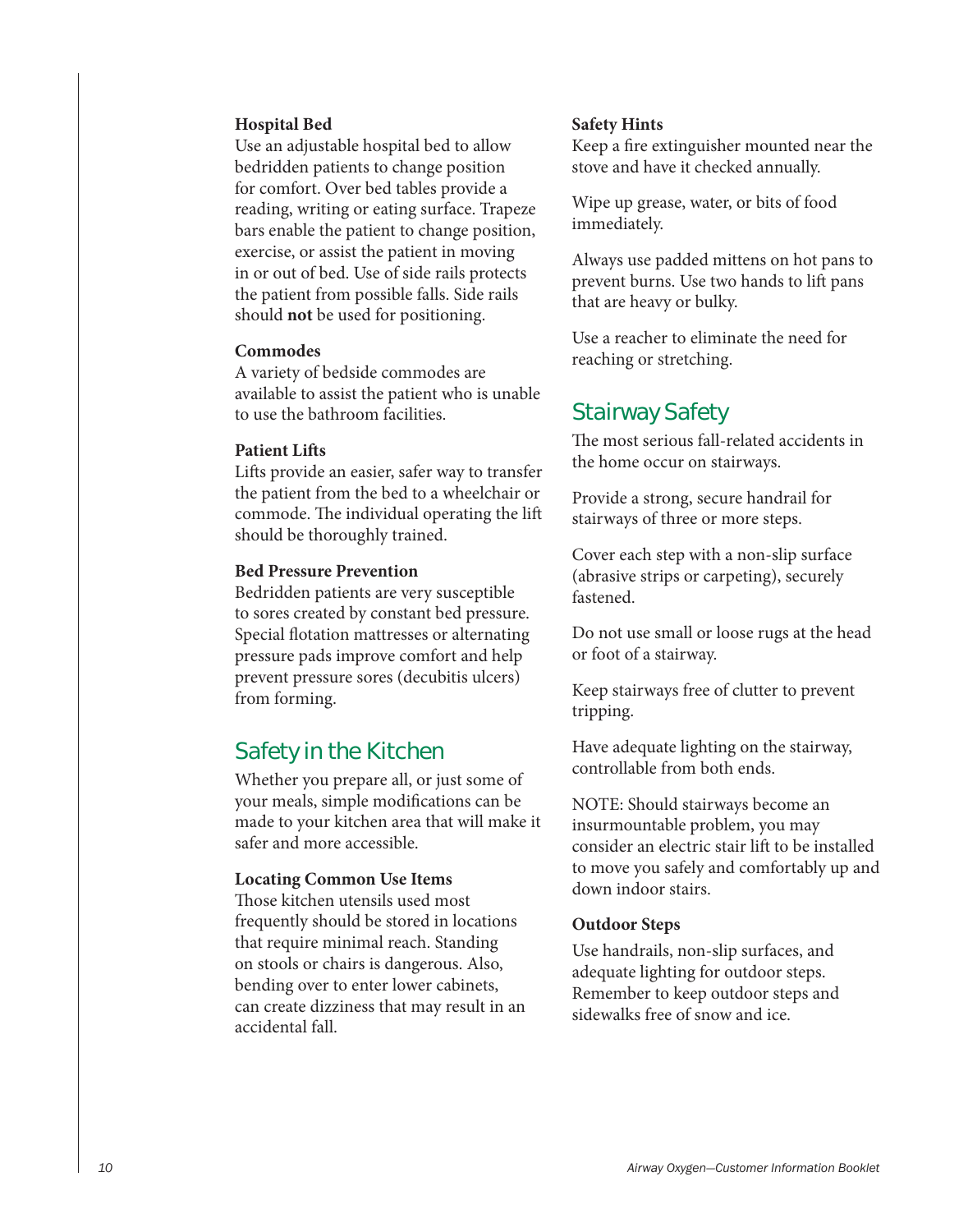### Hospital Bed

Use an adjustable hospital bed to allow bedridden patients to change position for comfort. Over bed tables provide a reading, writing or eating surface. Trapeze bars enable the patient to change position, exercise, or assist the patient in moving in or out of bed. Use of side rails protects the patient from possible falls. Side rails should **not** be used for positioning.

### Commodes

A variety of bedside commodes are available to assist the patient who is unable to use the bathroom facilities.

### Patient Lifts

Lifts provide an easier, safer way to transfer the patient from the bed to a wheelchair or commode. The individual operating the lift should be thoroughly trained.

### Bed Pressure Prevention

Bedridden patients are very susceptible to sores created by constant bed pressure. Special flotation mattresses or alternating pressure pads improve comfort and help prevent pressure sores (decubitis ulcers) from forming.

## Safety in the Kitchen

Whether you prepare all, or just some of your meals, simple modifications can be made to your kitchen area that will make it safer and more accessible.

### Locating Common Use Items

Those kitchen utensils used most frequently should be stored in locations that require minimal reach. Standing on stools or chairs is dangerous. Also, bending over to enter lower cabinets, can create dizziness that may result in an accidental fall.

### Safety Hints

Keep a fire extinguisher mounted near the stove and have it checked annually.

Wipe up grease, water, or bits of food immediately.

Always use padded mittens on hot pans to prevent burns. Use two hands to lift pans that are heavy or bulky.

Use a reacher to eliminate the need for reaching or stretching.

## Stairway Safety

The most serious fall-related accidents in the home occur on stairways.

Provide a strong, secure handrail for stairways of three or more steps.

Cover each step with a non-slip surface (abrasive strips or carpeting), securely fastened.

Do not use small or loose rugs at the head or foot of a stairway.

Keep stairways free of clutter to prevent tripping.

Have adequate lighting on the stairway, controllable from both ends.

NOTE: Should stairways become an insurmountable problem, you may consider an electric stair lift to be installed to move you safely and comfortably up and down indoor stairs.

### Outdoor Steps

Use handrails, non-slip surfaces, and adequate lighting for outdoor steps. Remember to keep outdoor steps and sidewalks free of snow and ice.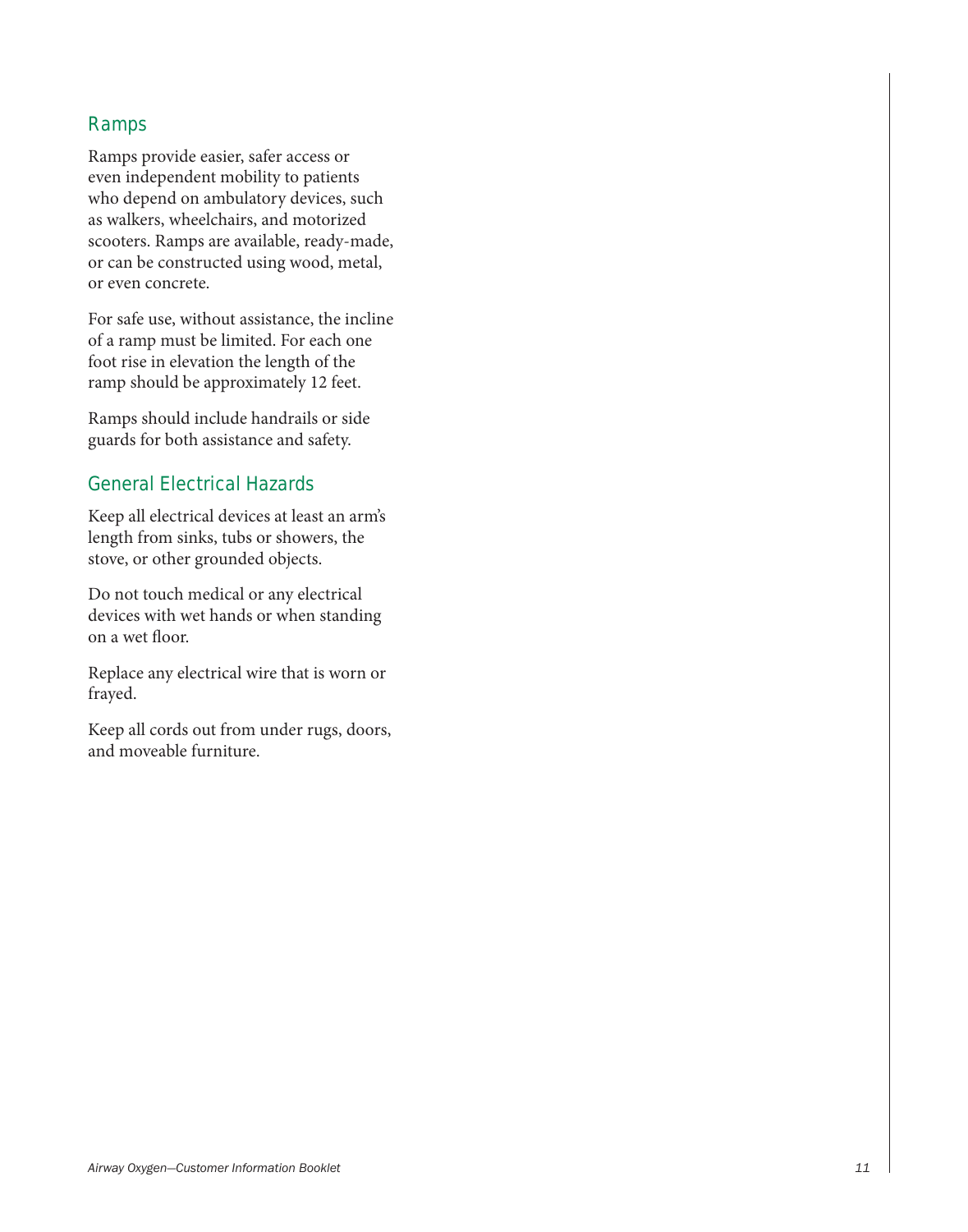## Ramps

Ramps provide easier, safer access or even independent mobility to patients who depend on ambulatory devices, such as walkers, wheelchairs, and motorized scooters. Ramps are available, ready-made, or can be constructed using wood, metal, or even concrete.

For safe use, without assistance, the incline of a ramp must be limited. For each one foot rise in elevation the length of the ramp should be approximately 12 feet.

Ramps should include handrails or side guards for both assistance and safety.

## General Electrical Hazards

Keep all electrical devices at least an arm's length from sinks, tubs or showers, the stove, or other grounded objects.

Do not touch medical or any electrical devices with wet hands or when standing on a wet floor.

Replace any electrical wire that is worn or frayed.

Keep all cords out from under rugs, doors, and moveable furniture.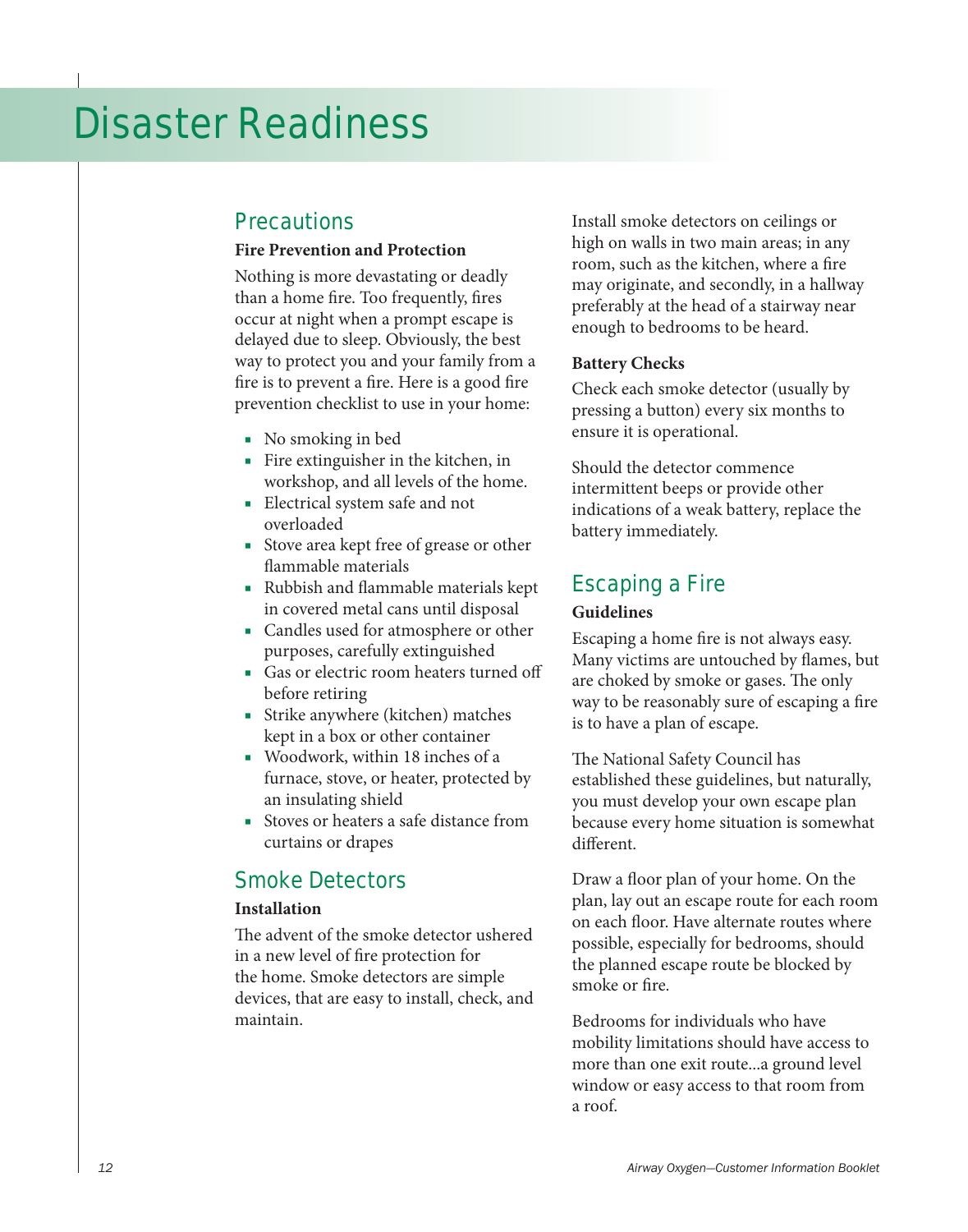# Disaster Readiness

## Precautions

**Fire Prevention and Protection**

Nothing is more devastating or deadly than a home fire. Too frequently, fires occur at night when a prompt escape is delayed due to sleep. Obviously, the best way to protect you and your family from a fire is to prevent a fire. Here is a good fire prevention checklist to use in your home:

- No smoking in bed
- Fire extinguisher in the kitchen, in workshop, and all levels of the home.
- Electrical system safe and not overloaded
- Stove area kept free of grease or other flammable materials
- Rubbish and flammable materials kept in covered metal cans until disposal
- Candles used for atmosphere or other purposes, carefully extinguished
- Gas or electric room heaters turned off before retiring
- Strike anywhere (kitchen) matches kept in a box or other container
- Woodwork, within 18 inches of a furnace, stove, or heater, protected by an insulating shield
- Stoves or heaters a safe distance from curtains or drapes

## Smoke Detectors

**Installation**

The advent of the smoke detector ushered in a new level of fire protection for the home. Smoke detectors are simple devices, that are easy to install, check, and maintain.

Install smoke detectors on ceilings or high on walls in two main areas; in any room, such as the kitchen, where a fire may originate, and secondly, in a hallway preferably at the head of a stairway near enough to bedrooms to be heard.

**Battery Checks**

Check each smoke detector (usually by pressing a button) every six months to ensure it is operational.

Should the detector commence intermittent beeps or provide other indications of a weak battery, replace the battery immediately.

## Escaping a Fire

**Guidelines**

Escaping a home fire is not always easy. Many victims are untouched by flames, but are choked by smoke or gases. The only way to be reasonably sure of escaping a fire is to have a plan of escape.

The National Safety Council has established these guidelines, but naturally, you must develop your own escape plan because every home situation is somewhat different.

Draw a floor plan of your home. On the plan, lay out an escape route for each room on each floor. Have alternate routes where possible, especially for bedrooms, should the planned escape route be blocked by smoke or fire.

Bedrooms for individuals who have mobility limitations should have access to more than one exit route...a ground level window or easy access to that room from a roof.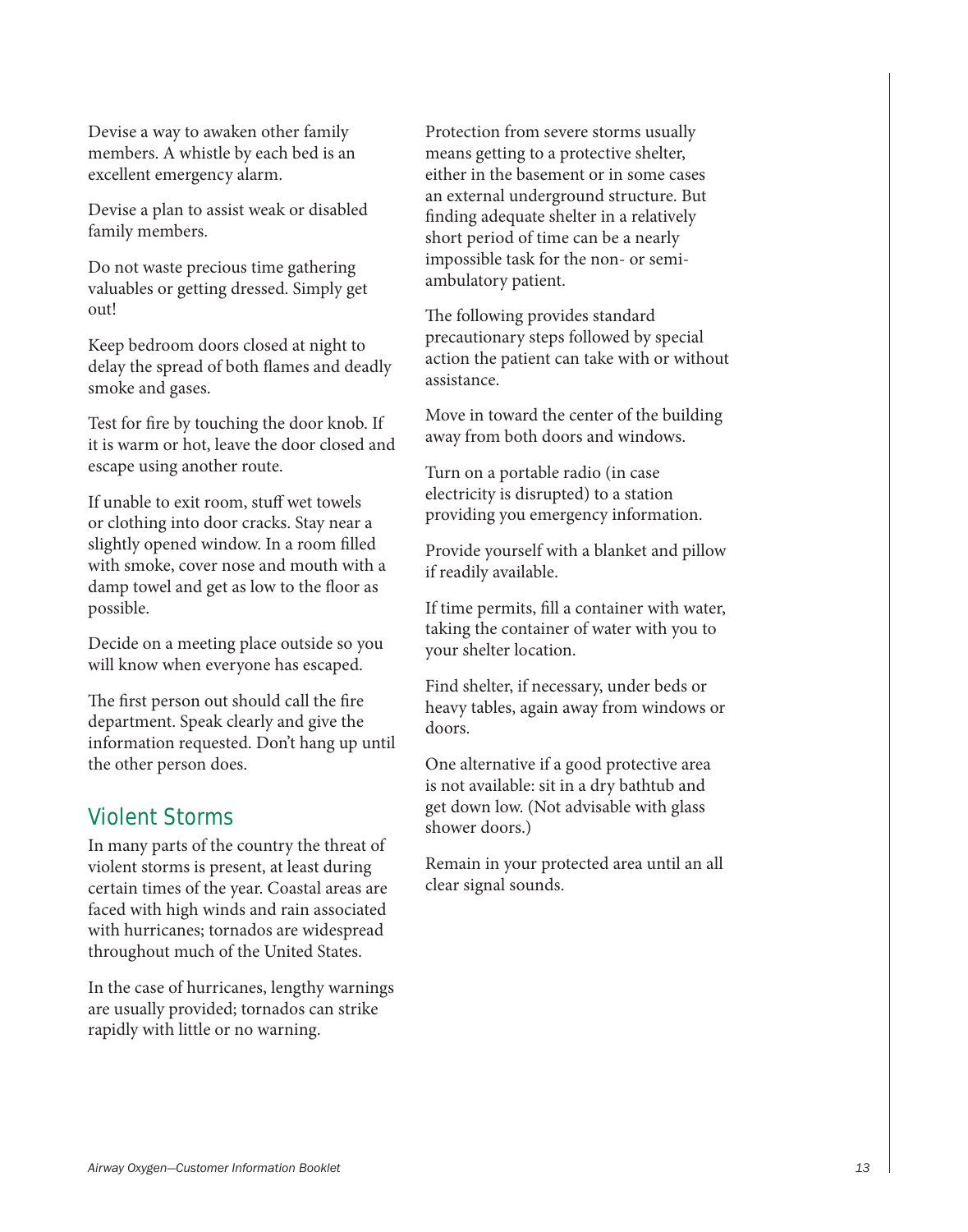Devise a way to awaken other family members. A whistle by each bed is an excellent emergency alarm.

Devise a plan to assist weak or disabled family members.

Do not waste precious time gathering valuables or getting dressed. Simply get out!

Keep bedroom doors closed at night to delay the spread of both flames and deadly smoke and gases.

Test for fire by touching the door knob. If it is warm or hot, leave the door closed and escape using another route.

If unable to exit room, stuff wet towels or clothing into door cracks. Stay near a slightly opened window. In a room filled with smoke, cover nose and mouth with a damp towel and get as low to the floor as possible.

Decide on a meeting place outside so you will know when everyone has escaped.

The first person out should call the fire department. Speak clearly and give the information requested. Don't hang up until the other person does.

## Violent Storms

In many parts of the country the threat of violent storms is present, at least during certain times of the year. Coastal areas are faced with high winds and rain associated with hurricanes; tornados are widespread throughout much of the United States.

In the case of hurricanes, lengthy warnings are usually provided; tornados can strike rapidly with little or no warning.

Protection from severe storms usually means getting to a protective shelter, either in the basement or in some cases an external underground structure. But finding adequate shelter in a relatively short period of time can be a nearly impossible task for the non- or semi-ambulatory patient.

The following provides standard precautionary steps followed by special action the patient can take with or without assistance.

Move in toward the center of the building away from both doors and windows.

Turn on a portable radio (in case electricity is disrupted) to a station providing you emergency information.

Provide yourself with a blanket and pillow if readily available.

If time permits, fill a container with water, taking the container of water with you to your shelter location.

Find shelter, if necessary, under beds or heavy tables, again away from windows or doors.

One alternative if a good protective area is not available: sit in a dry bathtub and get down low. (Not advisable with glass shower doors.)

Remain in your protected area until an all clear signal sounds.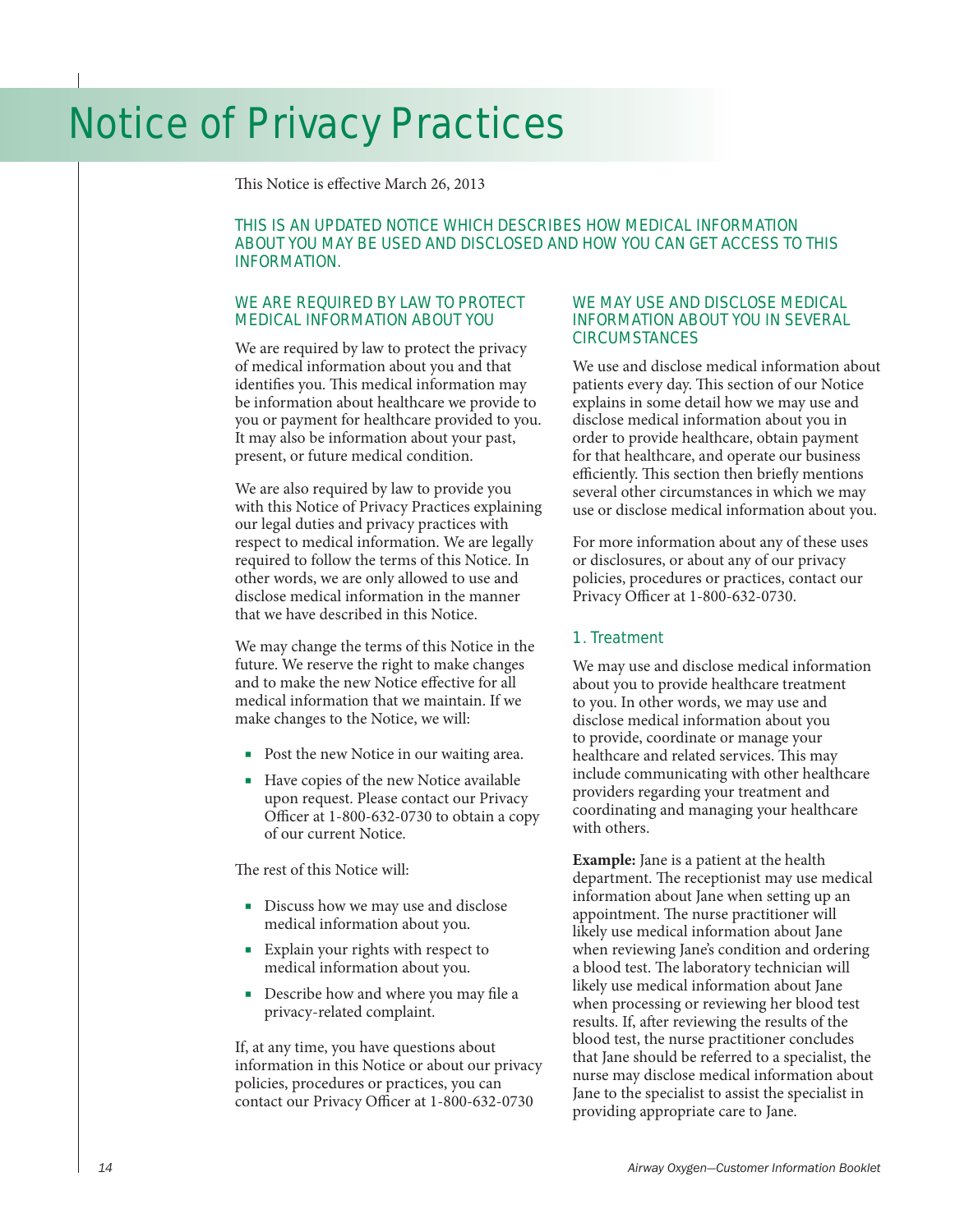# Notice of Privacy Practices

This Notice is effective March 26, 2013

THIS IS AN UPDATED NOTICE WHICH DESCRIBES HOW MEDICAL INFORMATION ABOUT YOU MAY BE USED AND DISCLOSED AND HOW YOU CAN GET ACCESS TO THIS INFORMATION.

## WE ARE REQUIRED BY LAW TO PROTECT MEDICAL INFORMATION ABOUT YOU

We are required by law to protect the privacy of medical information about you and that identifies you. This medical information may be information about healthcare we provide to you or payment for healthcare provided to you. It may also be information about your past, present, or future medical condition.

We are also required by law to provide you with this Notice of Privacy Practices explaining our legal duties and privacy practices with respect to medical information. We are legally required to follow the terms of this Notice. In other words, we are only allowed to use and disclose medical information in the manner that we have described in this Notice.

We may change the terms of this Notice in the future. We reserve the right to make changes and to make the new Notice effective for all medical information that we maintain. If we make changes to the Notice, we will:

- Post the new Notice in our waiting area.
- Have copies of the new Notice available upon request. Please contact our Privacy Officer at 1-800-632-0730 to obtain a copy of our current Notice.

The rest of this Notice will:

- Discuss how we may use and disclose medical information about you.
- Explain your rights with respect to medical information about you.
- Describe how and where you may file a privacy-related complaint.

If, at any time, you have questions about information in this Notice or about our privacy policies, procedures or practices, you can contact our Privacy Officer at 1-800-632-0730

## WE MAY USE AND DISCLOSE MEDICAL INFORMATION ABOUT YOU IN SEVERAL CIRCUMSTANCES

We use and disclose medical information about patients every day. This section of our Notice explains in some detail how we may use and disclose medical information about you in order to provide healthcare, obtain payment for that healthcare, and operate our business efficiently. This section then briefly mentions several other circumstances in which we may use or disclose medical information about you.

For more information about any of these uses or disclosures, or about any of our privacy policies, procedures or practices, contact our Privacy Officer at 1-800-632-0730.

### 1. Treatment

We may use and disclose medical information about you to provide healthcare treatment to you. In other words, we may use and disclose medical information about you to provide, coordinate or manage your healthcare and related services. This may include communicating with other healthcare providers regarding your treatment and coordinating and managing your healthcare with others.

**Example:** Jane is a patient at the health department. The receptionist may use medical information about Jane when setting up an appointment. The nurse practitioner will likely use medical information about Jane when reviewing Jane's condition and ordering a blood test. The laboratory technician will likely use medical information about Jane when processing or reviewing her blood test results. If, after reviewing the results of the blood test, the nurse practitioner concludes that Jane should be referred to a specialist, the nurse may disclose medical information about Jane to the specialist to assist the specialist in providing appropriate care to Jane.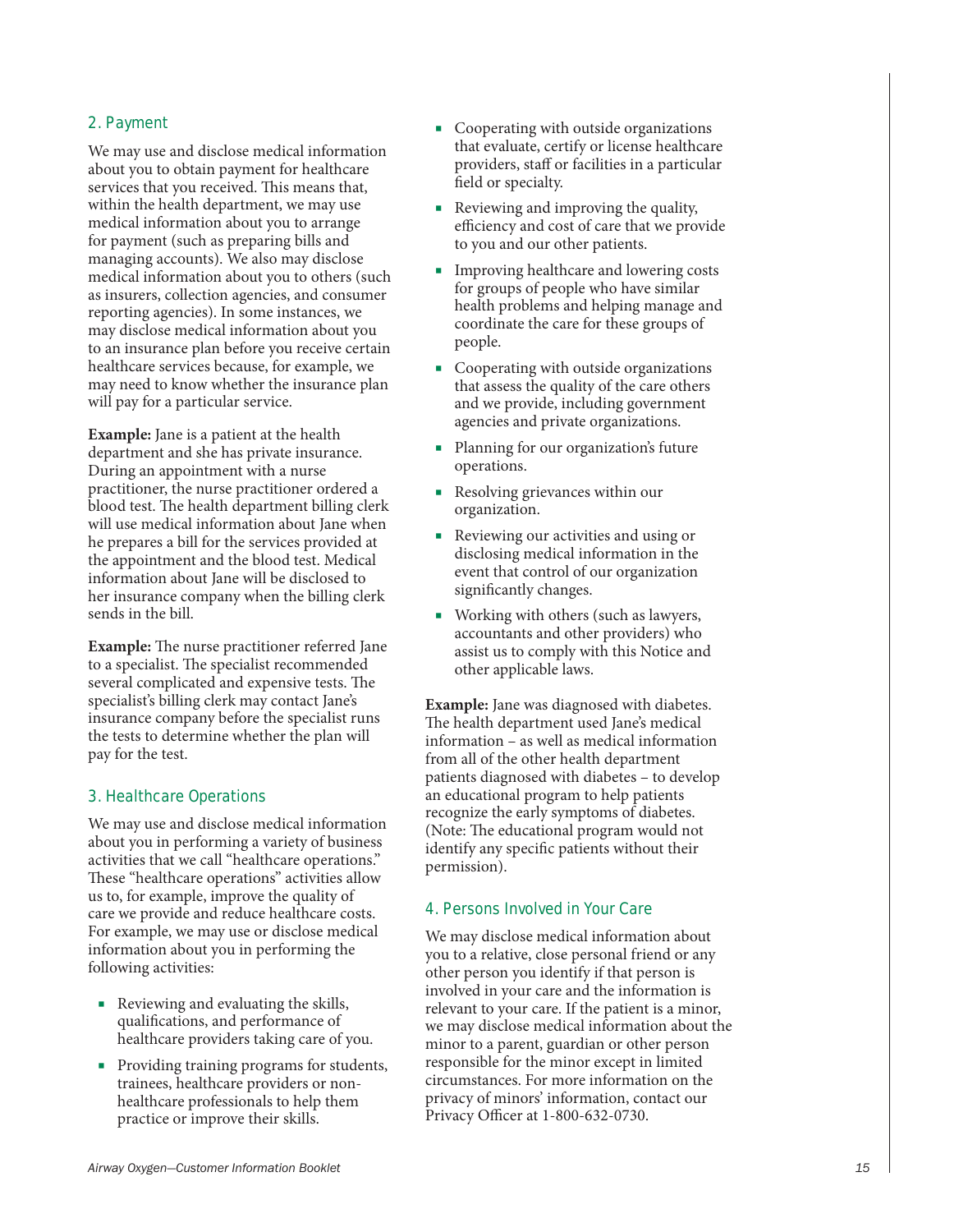## 2. Payment

We may use and disclose medical information about you to obtain payment for healthcare services that you received. This means that, within the health department, we may use medical information about you to arrange for payment (such as preparing bills and managing accounts). We also may disclose medical information about you to others (such as insurers, collection agencies, and consumer reporting agencies). In some instances, we may disclose medical information about you to an insurance plan before you receive certain healthcare services because, for example, we may need to know whether the insurance plan will pay for a particular service.

**Example:** Jane is a patient at the health department and she has private insurance. During an appointment with a nurse practitioner, the nurse practitioner ordered a blood test. The health department billing clerk will use medical information about Jane when he prepares a bill for the services provided at the appointment and the blood test. Medical information about Jane will be disclosed to her insurance company when the billing clerk sends in the bill.

**Example:** The nurse practitioner referred Jane to a specialist. The specialist recommended several complicated and expensive tests. The specialist's billing clerk may contact Jane's insurance company before the specialist runs the tests to determine whether the plan will pay for the test.

## 3. Healthcare Operations

We may use and disclose medical information about you in performing a variety of business activities that we call "healthcare operations." These "healthcare operations" activities allow us to, for example, improve the quality of care we provide and reduce healthcare costs. For example, we may use or disclose medical information about you in performing the following activities:

- Reviewing and evaluating the skills, qualifications, and performance of healthcare providers taking care of you.
- Providing training programs for students, trainees, healthcare providers or non-healthcare professionals to help them practice or improve their skills.
- Cooperating with outside organizations that evaluate, certify or license healthcare providers, staff or facilities in a particular field or specialty.
- Reviewing and improving the quality, efficiency and cost of care that we provide to you and our other patients.
- Improving healthcare and lowering costs for groups of people who have similar health problems and helping manage and coordinate the care for these groups of people.
- Cooperating with outside organizations that assess the quality of the care others and we provide, including government agencies and private organizations.
- Planning for our organization's future operations.
- Resolving grievances within our organization.
- Reviewing our activities and using or disclosing medical information in the event that control of our organization significantly changes.
- Working with others (such as lawyers, accountants and other providers) who assist us to comply with this Notice and other applicable laws.

**Example:** Jane was diagnosed with diabetes. The health department used Jane's medical information – as well as medical information from all of the other health department patients diagnosed with diabetes – to develop an educational program to help patients recognize the early symptoms of diabetes. (Note: The educational program would not identify any specific patients without their permission).

## 4. Persons Involved in Your Care

We may disclose medical information about you to a relative, close personal friend or any other person you identify if that person is involved in your care and the information is relevant to your care. If the patient is a minor, we may disclose medical information about the minor to a parent, guardian or other person responsible for the minor except in limited circumstances. For more information on the privacy of minors' information, contact our Privacy Officer at 1-800-632-0730.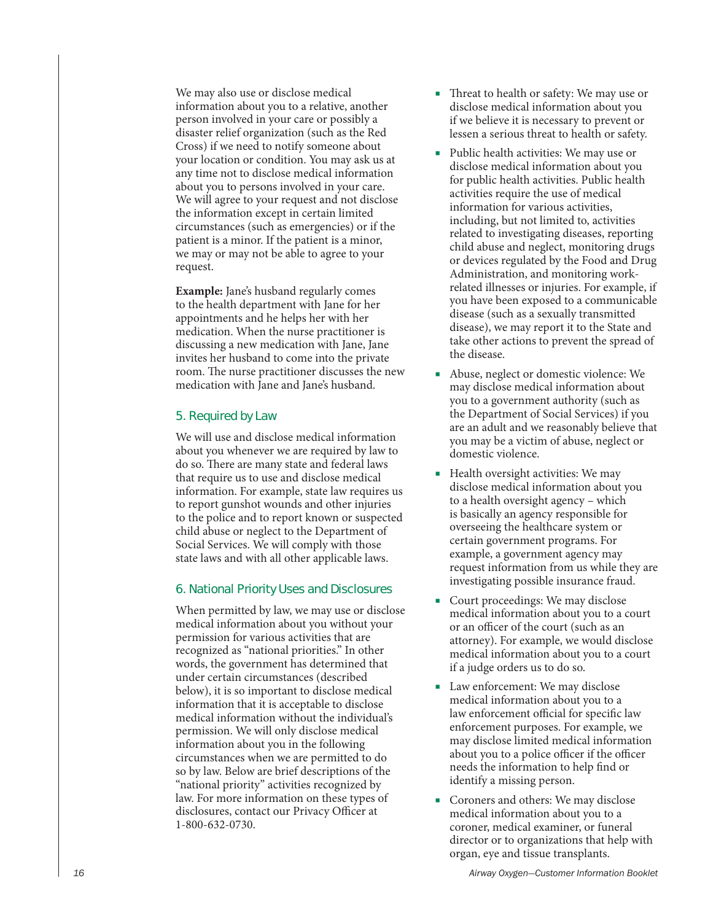We may also use or disclose medical information about you to a relative, another person involved in your care or possibly a disaster relief organization (such as the Red Cross) if we need to notify someone about your location or condition. You may ask us at any time not to disclose medical information about you to persons involved in your care. We will agree to your request and not disclose the information except in certain limited circumstances (such as emergencies) or if the patient is a minor. If the patient is a minor, we may or may not be able to agree to your request.

**Example:** Jane's husband regularly comes to the health department with Jane for her appointments and he helps her with her medication. When the nurse practitioner is discussing a new medication with Jane, Jane invites her husband to come into the private room. The nurse practitioner discusses the new medication with Jane and Jane's husband.

## 5. Required by Law

We will use and disclose medical information about you whenever we are required by law to do so. There are many state and federal laws that require us to use and disclose medical information. For example, state law requires us to report gunshot wounds and other injuries to the police and to report known or suspected child abuse or neglect to the Department of Social Services. We will comply with those state laws and with all other applicable laws.

## 6. National Priority Uses and Disclosures

When permitted by law, we may use or disclose medical information about you without your permission for various activities that are recognized as "national priorities." In other words, the government has determined that under certain circumstances (described below), it is so important to disclose medical information that it is acceptable to disclose medical information without the individual's permission. We will only disclose medical information about you in the following circumstances when we are permitted to do so by law. Below are brief descriptions of the "national priority" activities recognized by law. For more information on these types of disclosures, contact our Privacy Officer at 1-800-632-0730.

- Threat to health or safety: We may use or disclose medical information about you if we believe it is necessary to prevent or lessen a serious threat to health or safety.
- Public health activities: We may use or disclose medical information about you for public health activities. Public health activities require the use of medical information for various activities, including, but not limited to, activities related to investigating diseases, reporting child abuse and neglect, monitoring drugs or devices regulated by the Food and Drug Administration, and monitoring work-related illnesses or injuries. For example, if you have been exposed to a communicable disease (such as a sexually transmitted disease), we may report it to the State and take other actions to prevent the spread of the disease.
- Abuse, neglect or domestic violence: We may disclose medical information about you to a government authority (such as the Department of Social Services) if you are an adult and we reasonably believe that you may be a victim of abuse, neglect or domestic violence.
- Health oversight activities: We may disclose medical information about you to a health oversight agency – which is basically an agency responsible for overseeing the healthcare system or certain government programs. For example, a government agency may request information from us while they are investigating possible insurance fraud.
- Court proceedings: We may disclose medical information about you to a court or an officer of the court (such as an attorney). For example, we would disclose medical information about you to a court if a judge orders us to do so.
- Law enforcement: We may disclose medical information about you to a law enforcement official for specific law enforcement purposes. For example, we may disclose limited medical information about you to a police officer if the officer needs the information to help find or identify a missing person.
- Coroners and others: We may disclose medical information about you to a coroner, medical examiner, or funeral director or to organizations that help with organ, eye and tissue transplants.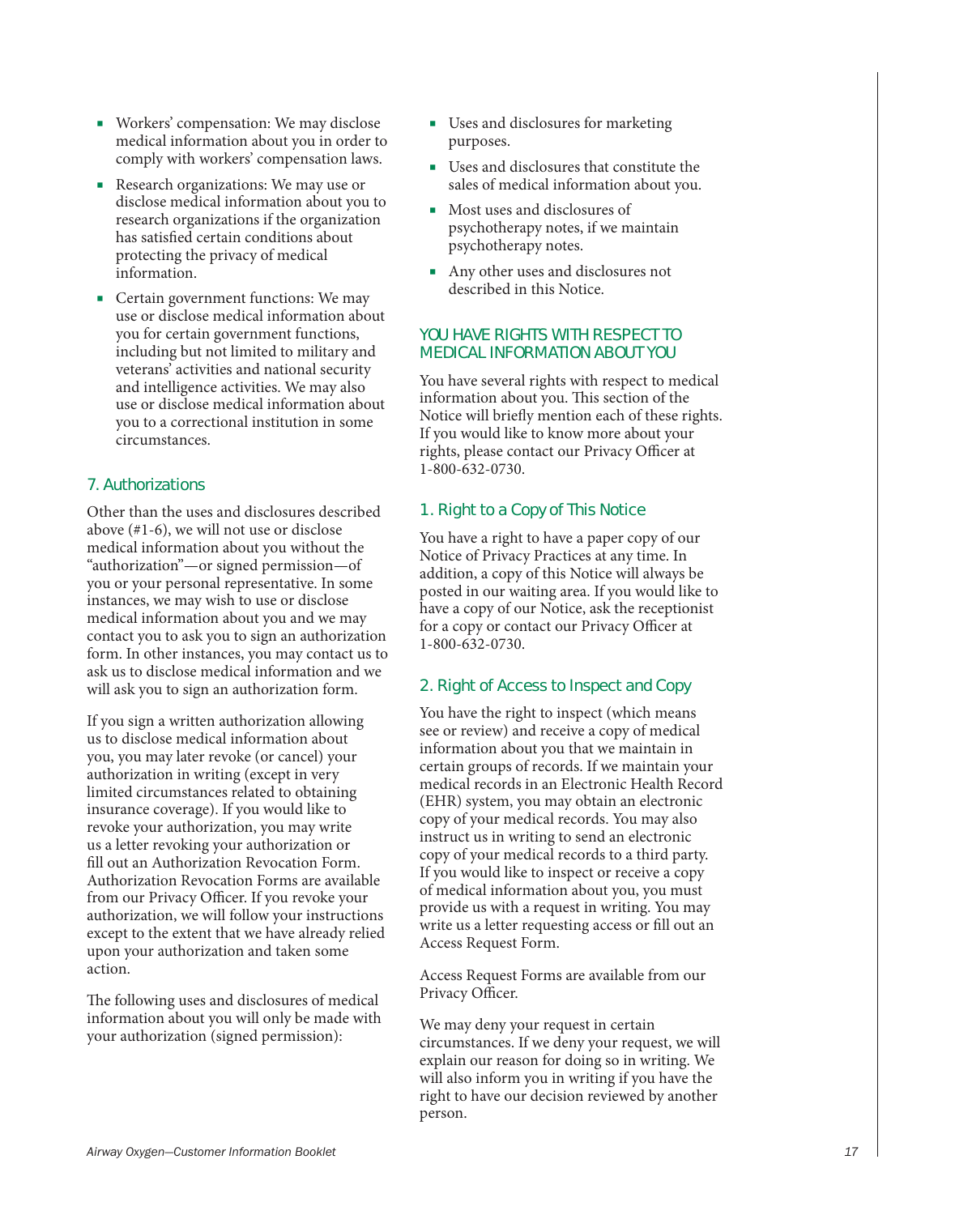- Workers' compensation: We may disclose medical information about you in order to comply with workers' compensation laws.
- Research organizations: We may use or disclose medical information about you to research organizations if the organization has satisfied certain conditions about protecting the privacy of medical information.
- Certain government functions: We may use or disclose medical information about you for certain government functions, including but not limited to military and veterans' activities and national security and intelligence activities. We may also use or disclose medical information about you to a correctional institution in some circumstances.

### 7. Authorizations

Other than the uses and disclosures described above (#1-6), we will not use or disclose medical information about you without the "authorization"—or signed permission—of you or your personal representative. In some instances, we may wish to use or disclose medical information about you and we may contact you to ask you to sign an authorization form. In other instances, you may contact us to ask us to disclose medical information and we will ask you to sign an authorization form.

If you sign a written authorization allowing us to disclose medical information about you, you may later revoke (or cancel) your authorization in writing (except in very limited circumstances related to obtaining insurance coverage). If you would like to revoke your authorization, you may write us a letter revoking your authorization or fill out an Authorization Revocation Form. Authorization Revocation Forms are available from our Privacy Officer. If you revoke your authorization, we will follow your instructions except to the extent that we have already relied upon your authorization and taken some action.

The following uses and disclosures of medical information about you will only be made with your authorization (signed permission):

- Uses and disclosures for marketing purposes.
- Uses and disclosures that constitute the sales of medical information about you.
- Most uses and disclosures of psychotherapy notes, if we maintain psychotherapy notes.
- Any other uses and disclosures not described in this Notice.

## YOU HAVE RIGHTS WITH RESPECT TO MEDICAL INFORMATION ABOUT YOU

You have several rights with respect to medical information about you. This section of the Notice will briefly mention each of these rights. If you would like to know more about your rights, please contact our Privacy Officer at 1-800-632-0730.

### 1. Right to a Copy of This Notice

You have a right to have a paper copy of our Notice of Privacy Practices at any time. In addition, a copy of this Notice will always be posted in our waiting area. If you would like to have a copy of our Notice, ask the receptionist for a copy or contact our Privacy Officer at 1-800-632-0730.

### 2. Right of Access to Inspect and Copy

You have the right to inspect (which means see or review) and receive a copy of medical information about you that we maintain in certain groups of records. If we maintain your medical records in an Electronic Health Record (EHR) system, you may obtain an electronic copy of your medical records. You may also instruct us in writing to send an electronic copy of your medical records to a third party. If you would like to inspect or receive a copy of medical information about you, you must provide us with a request in writing. You may write us a letter requesting access or fill out an Access Request Form.

Access Request Forms are available from our Privacy Officer.

We may deny your request in certain circumstances. If we deny your request, we will explain our reason for doing so in writing. We will also inform you in writing if you have the right to have our decision reviewed by another person.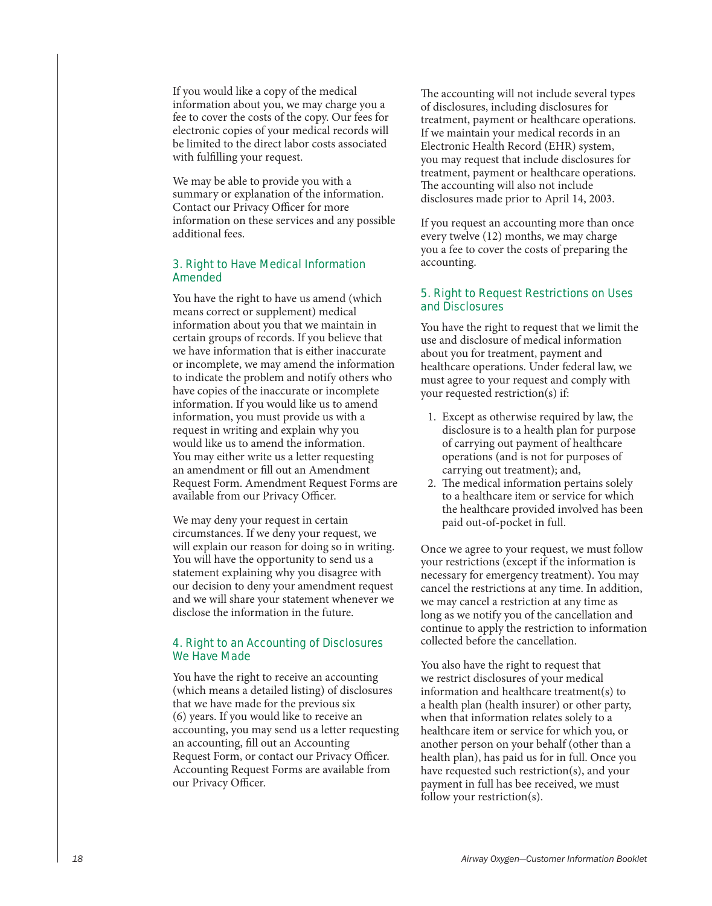If you would like a copy of the medical information about you, we may charge you a fee to cover the costs of the copy. Our fees for electronic copies of your medical records will be limited to the direct labor costs associated with fulfilling your request.

We may be able to provide you with a summary or explanation of the information. Contact our Privacy Officer for more information on these services and any possible additional fees.

### 3. Right to Have Medical Information Amended

You have the right to have us amend (which means correct or supplement) medical information about you that we maintain in certain groups of records. If you believe that we have information that is either inaccurate or incomplete, we may amend the information to indicate the problem and notify others who have copies of the inaccurate or incomplete information. If you would like us to amend information, you must provide us with a request in writing and explain why you would like us to amend the information. You may either write us a letter requesting an amendment or fill out an Amendment Request Form. Amendment Request Forms are available from our Privacy Officer.

We may deny your request in certain circumstances. If we deny your request, we will explain our reason for doing so in writing. You will have the opportunity to send us a statement explaining why you disagree with our decision to deny your amendment request and we will share your statement whenever we disclose the information in the future.

### 4. Right to an Accounting of Disclosures We Have Made

You have the right to receive an accounting (which means a detailed listing) of disclosures that we have made for the previous six (6) years. If you would like to receive an accounting, you may send us a letter requesting an accounting, fill out an Accounting Request Form, or contact our Privacy Officer. Accounting Request Forms are available from our Privacy Officer.

The accounting will not include several types of disclosures, including disclosures for treatment, payment or healthcare operations. If we maintain your medical records in an Electronic Health Record (EHR) system, you may request that include disclosures for treatment, payment or healthcare operations. The accounting will also not include disclosures made prior to April 14, 2003.

If you request an accounting more than once every twelve (12) months, we may charge you a fee to cover the costs of preparing the accounting.

### 5. Right to Request Restrictions on Uses and Disclosures

You have the right to request that we limit the use and disclosure of medical information about you for treatment, payment and healthcare operations. Under federal law, we must agree to your request and comply with your requested restriction(s) if:

1. Except as otherwise required by law, the disclosure is to a health plan for purpose of carrying out payment of healthcare operations (and is not for purposes of carrying out treatment); and,
2. The medical information pertains solely to a healthcare item or service for which the healthcare provided involved has been paid out-of-pocket in full.

Once we agree to your request, we must follow your restrictions (except if the information is necessary for emergency treatment). You may cancel the restrictions at any time. In addition, we may cancel a restriction at any time as long as we notify you of the cancellation and continue to apply the restriction to information collected before the cancellation.

You also have the right to request that we restrict disclosures of your medical information and healthcare treatment(s) to a health plan (health insurer) or other party, when that information relates solely to a healthcare item or service for which you, or another person on your behalf (other than a health plan), has paid us for in full. Once you have requested such restriction(s), and your payment in full has bee received, we must follow your restriction(s).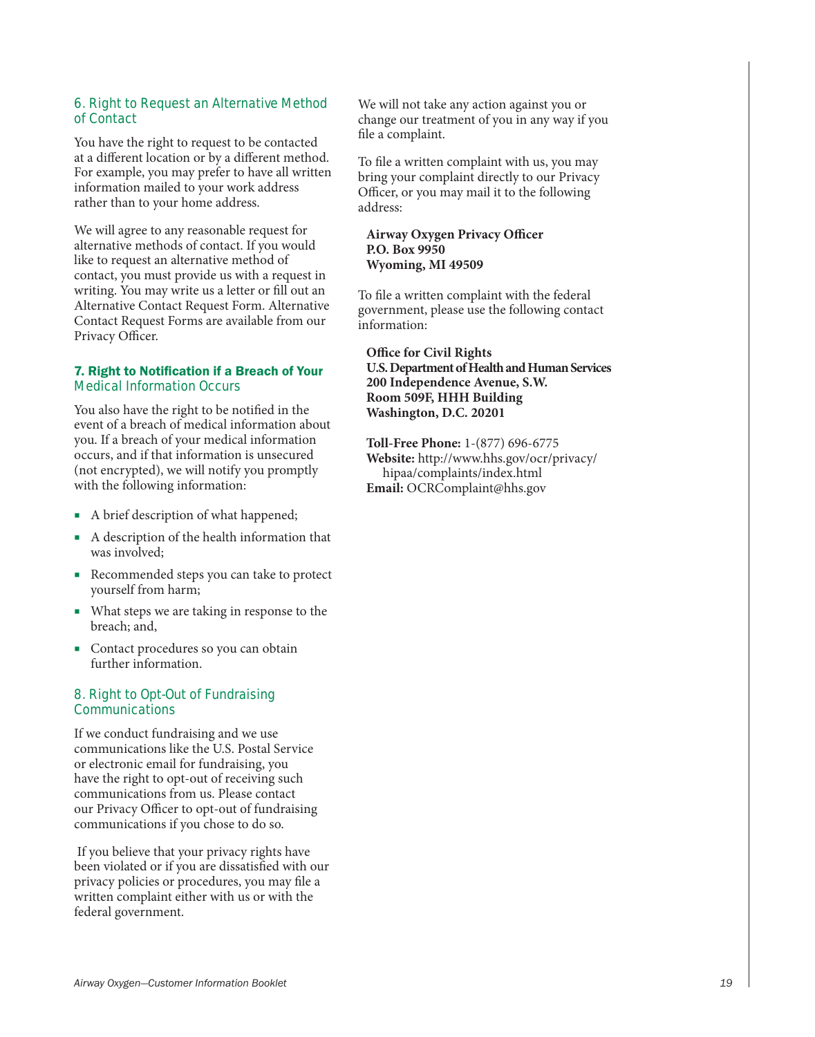### 6. Right to Request an Alternative Method of Contact

You have the right to request to be contacted at a different location or by a different method. For example, you may prefer to have all written information mailed to your work address rather than to your home address.

We will agree to any reasonable request for alternative methods of contact. If you would like to request an alternative method of contact, you must provide us with a request in writing. You may write us a letter or fill out an Alternative Contact Request Form. Alternative Contact Request Forms are available from our Privacy Officer.

### 7. Right to Notification if a Breach of Your Medical Information Occurs

You also have the right to be notified in the event of a breach of medical information about you. If a breach of your medical information occurs, and if that information is unsecured (not encrypted), we will notify you promptly with the following information:

- A brief description of what happened;
- A description of the health information that was involved;
- Recommended steps you can take to protect yourself from harm;
- What steps we are taking in response to the breach; and,
- Contact procedures so you can obtain further information.

### 8. Right to Opt-Out of Fundraising Communications

If we conduct fundraising and we use communications like the U.S. Postal Service or electronic email for fundraising, you have the right to opt-out of receiving such communications from us. Please contact our Privacy Officer to opt-out of fundraising communications if you chose to do so.

If you believe that your privacy rights have been violated or if you are dissatisfied with our privacy policies or procedures, you may file a written complaint either with us or with the federal government.

We will not take any action against you or change our treatment of you in any way if you file a complaint.

To file a written complaint with us, you may bring your complaint directly to our Privacy Officer, or you may mail it to the following address:

**Airway Oxygen Privacy Officer**
**P.O. Box 9950**
**Wyoming, MI 49509**

To file a written complaint with the federal government, please use the following contact information:

**Office for Civil Rights**
**U.S. Department of Health and Human Services**
**200 Independence Avenue, S.W.**
**Room 509F, HHH Building**
**Washington, D.C. 20201**

**Toll-Free Phone:** 1-(877) 696-6775
**Website:** http://www.hhs.gov/ocr/privacy/hipaa/complaints/index.html
**Email:** OCRComplaint@hhs.gov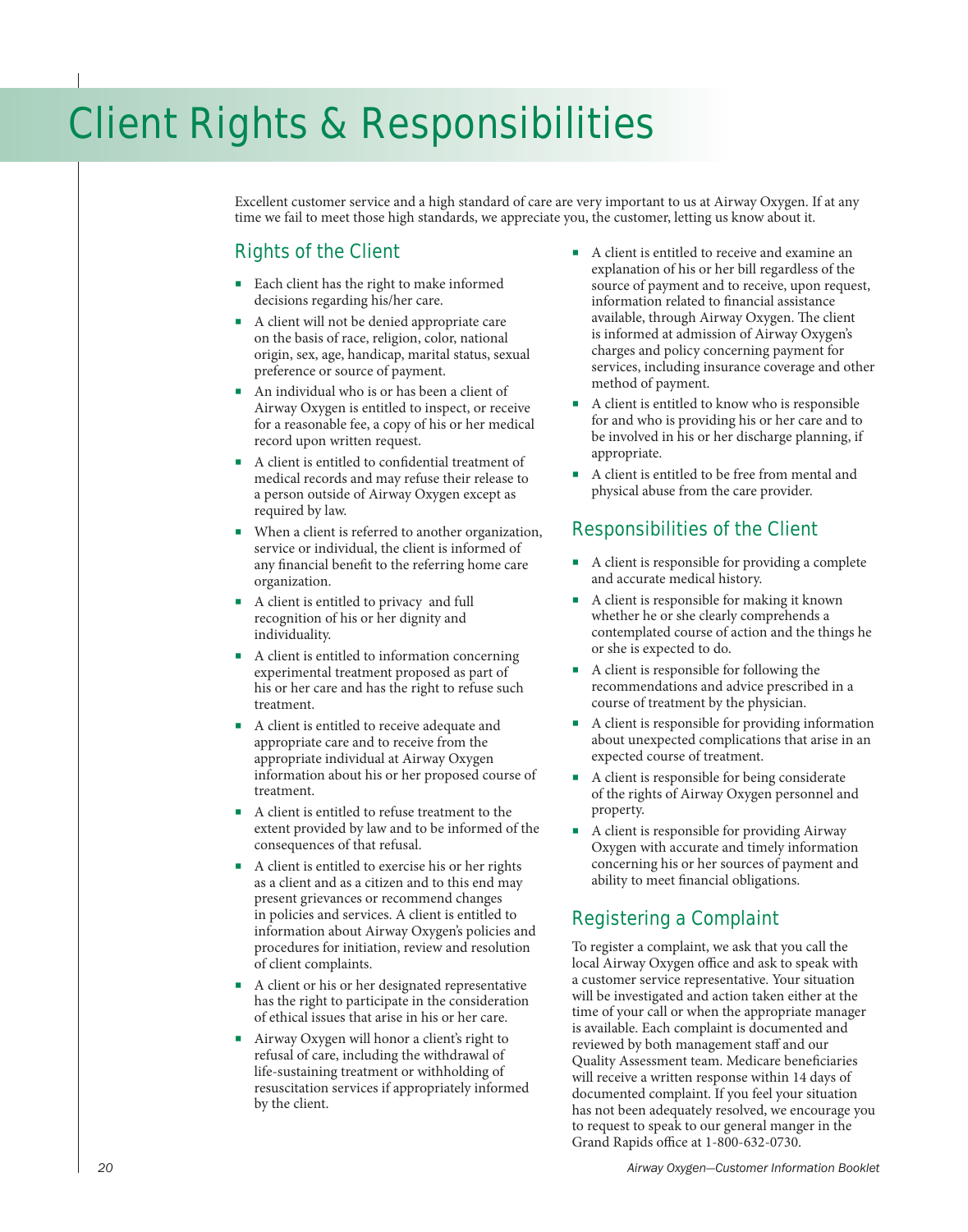# Client Rights & Responsibilities

Excellent customer service and a high standard of care are very important to us at Airway Oxygen. If at any time we fail to meet those high standards, we appreciate you, the customer, letting us know about it.

## Rights of the Client

- Each client has the right to make informed decisions regarding his/her care.
- A client will not be denied appropriate care on the basis of race, religion, color, national origin, sex, age, handicap, marital status, sexual preference or source of payment.
- An individual who is or has been a client of Airway Oxygen is entitled to inspect, or receive for a reasonable fee, a copy of his or her medical record upon written request.
- A client is entitled to confidential treatment of medical records and may refuse their release to a person outside of Airway Oxygen except as required by law.
- When a client is referred to another organization, service or individual, the client is informed of any financial benefit to the referring home care organization.
- A client is entitled to privacy and full recognition of his or her dignity and individuality.
- A client is entitled to information concerning experimental treatment proposed as part of his or her care and has the right to refuse such treatment.
- A client is entitled to receive adequate and appropriate care and to receive from the appropriate individual at Airway Oxygen information about his or her proposed course of treatment.
- A client is entitled to refuse treatment to the extent provided by law and to be informed of the consequences of that refusal.
- A client is entitled to exercise his or her rights as a client and as a citizen and to this end may present grievances or recommend changes in policies and services. A client is entitled to information about Airway Oxygen's policies and procedures for initiation, review and resolution of client complaints.
- A client or his or her designated representative has the right to participate in the consideration of ethical issues that arise in his or her care.
- Airway Oxygen will honor a client's right to refusal of care, including the withdrawal of life-sustaining treatment or withholding of resuscitation services if appropriately informed by the client.
- A client is entitled to receive and examine an explanation of his or her bill regardless of the source of payment and to receive, upon request, information related to financial assistance available, through Airway Oxygen. The client is informed at admission of Airway Oxygen's charges and policy concerning payment for services, including insurance coverage and other method of payment.
- A client is entitled to know who is responsible for and who is providing his or her care and to be involved in his or her discharge planning, if appropriate.
- A client is entitled to be free from mental and physical abuse from the care provider.

## Responsibilities of the Client

- A client is responsible for providing a complete and accurate medical history.
- A client is responsible for making it known whether he or she clearly comprehends a contemplated course of action and the things he or she is expected to do.
- A client is responsible for following the recommendations and advice prescribed in a course of treatment by the physician.
- A client is responsible for providing information about unexpected complications that arise in an expected course of treatment.
- A client is responsible for being considerate of the rights of Airway Oxygen personnel and property.
- A client is responsible for providing Airway Oxygen with accurate and timely information concerning his or her sources of payment and ability to meet financial obligations.

## Registering a Complaint

To register a complaint, we ask that you call the local Airway Oxygen office and ask to speak with a customer service representative. Your situation will be investigated and action taken either at the time of your call or when the appropriate manager is available. Each complaint is documented and reviewed by both management staff and our Quality Assessment team. Medicare beneficiaries will receive a written response within 14 days of documented complaint. If you feel your situation has not been adequately resolved, we encourage you to request to speak to our general manger in the Grand Rapids office at 1-800-632-0730.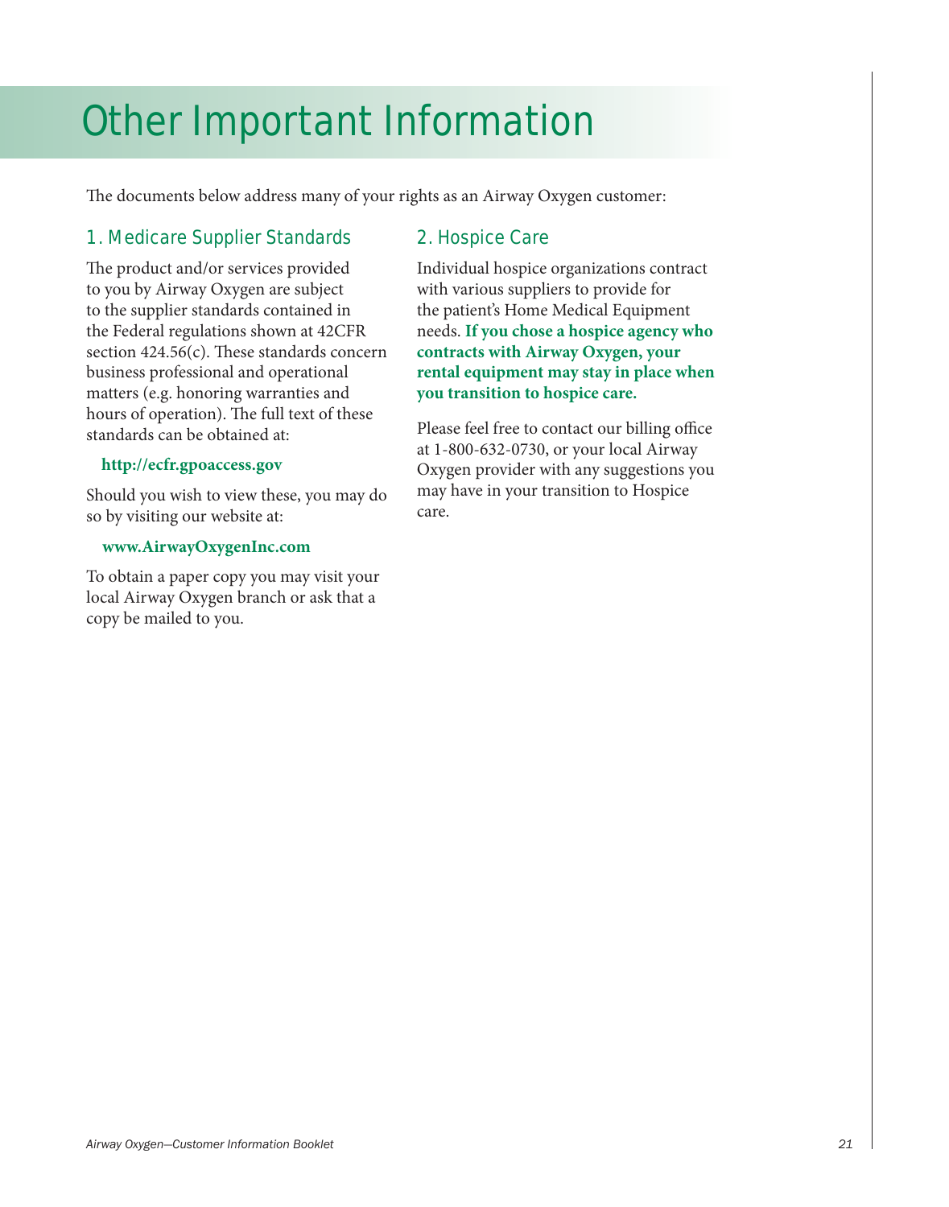# Other Important Information

The documents below address many of your rights as an Airway Oxygen customer:

## 1. Medicare Supplier Standards

The product and/or services provided to you by Airway Oxygen are subject to the supplier standards contained in the Federal regulations shown at 42CFR section 424.56(c). These standards concern business professional and operational matters (e.g. honoring warranties and hours of operation). The full text of these standards can be obtained at:

**http://ecfr.gpoaccess.gov**

Should you wish to view these, you may do so by visiting our website at:

**www.AirwayOxygenInc.com**

To obtain a paper copy you may visit your local Airway Oxygen branch or ask that a copy be mailed to you.

## 2. Hospice Care

Individual hospice organizations contract with various suppliers to provide for the patient's Home Medical Equipment needs. **If you chose a hospice agency who contracts with Airway Oxygen, your rental equipment may stay in place when you transition to hospice care.**

Please feel free to contact our billing office at 1-800-632-0730, or your local Airway Oxygen provider with any suggestions you may have in your transition to Hospice care.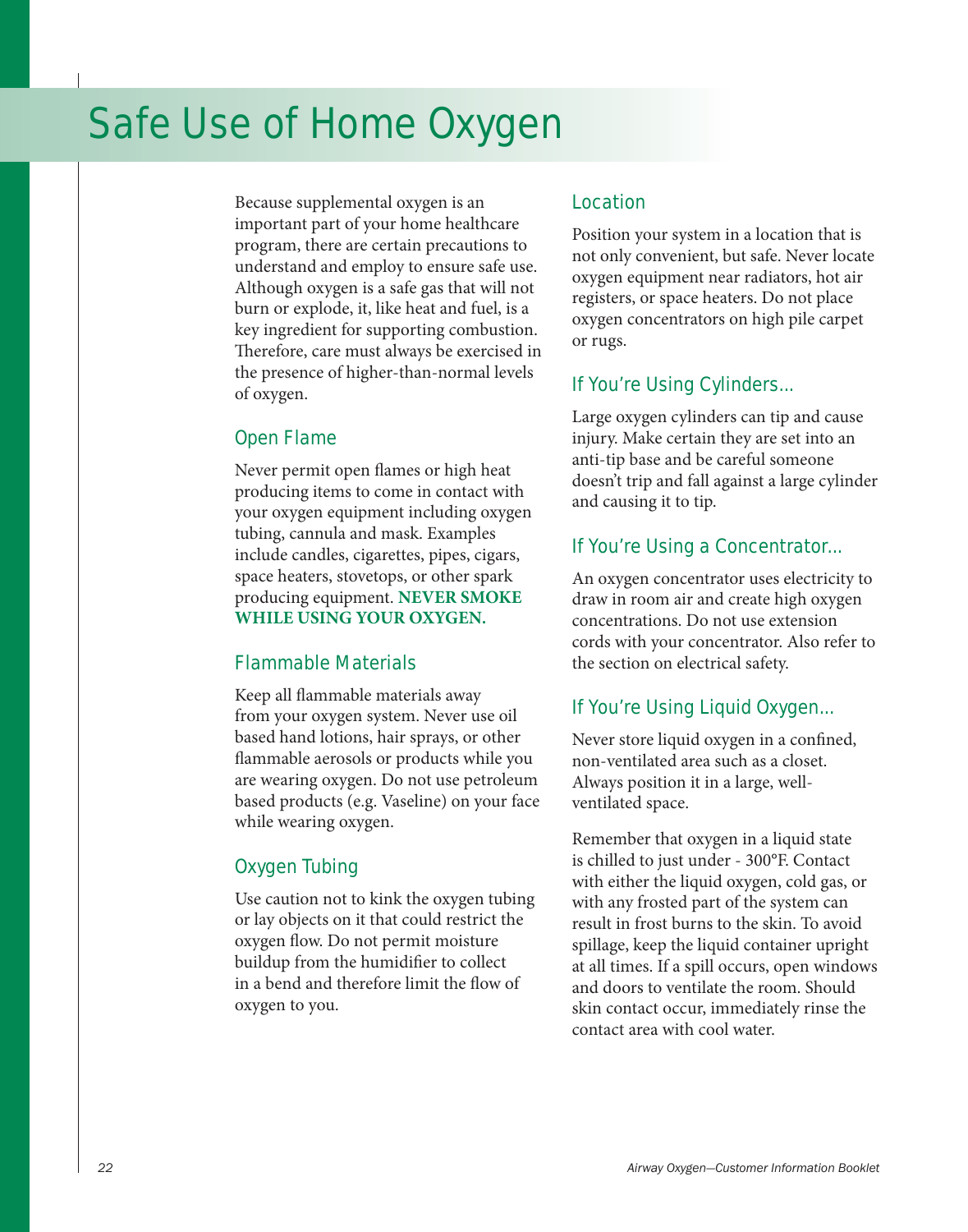# Safe Use of Home Oxygen

Because supplemental oxygen is an important part of your home healthcare program, there are certain precautions to understand and employ to ensure safe use. Although oxygen is a safe gas that will not burn or explode, it, like heat and fuel, is a key ingredient for supporting combustion. Therefore, care must always be exercised in the presence of higher-than-normal levels of oxygen.

## Open Flame

Never permit open flames or high heat producing items to come in contact with your oxygen equipment including oxygen tubing, cannula and mask. Examples include candles, cigarettes, pipes, cigars, space heaters, stovetops, or other spark producing equipment. **NEVER SMOKE WHILE USING YOUR OXYGEN.**

## Flammable Materials

Keep all flammable materials away from your oxygen system. Never use oil based hand lotions, hair sprays, or other flammable aerosols or products while you are wearing oxygen. Do not use petroleum based products (e.g. Vaseline) on your face while wearing oxygen.

## Oxygen Tubing

Use caution not to kink the oxygen tubing or lay objects on it that could restrict the oxygen flow. Do not permit moisture buildup from the humidifier to collect in a bend and therefore limit the flow of oxygen to you.

## Location

Position your system in a location that is not only convenient, but safe. Never locate oxygen equipment near radiators, hot air registers, or space heaters. Do not place oxygen concentrators on high pile carpet or rugs.

## If You're Using Cylinders...

Large oxygen cylinders can tip and cause injury. Make certain they are set into an anti-tip base and be careful someone doesn't trip and fall against a large cylinder and causing it to tip.

## If You're Using a Concentrator...

An oxygen concentrator uses electricity to draw in room air and create high oxygen concentrations. Do not use extension cords with your concentrator. Also refer to the section on electrical safety.

## If You're Using Liquid Oxygen...

Never store liquid oxygen in a confined, non-ventilated area such as a closet. Always position it in a large, well-ventilated space.

Remember that oxygen in a liquid state is chilled to just under - 300°F. Contact with either the liquid oxygen, cold gas, or with any frosted part of the system can result in frost burns to the skin. To avoid spillage, keep the liquid container upright at all times. If a spill occurs, open windows and doors to ventilate the room. Should skin contact occur, immediately rinse the contact area with cool water.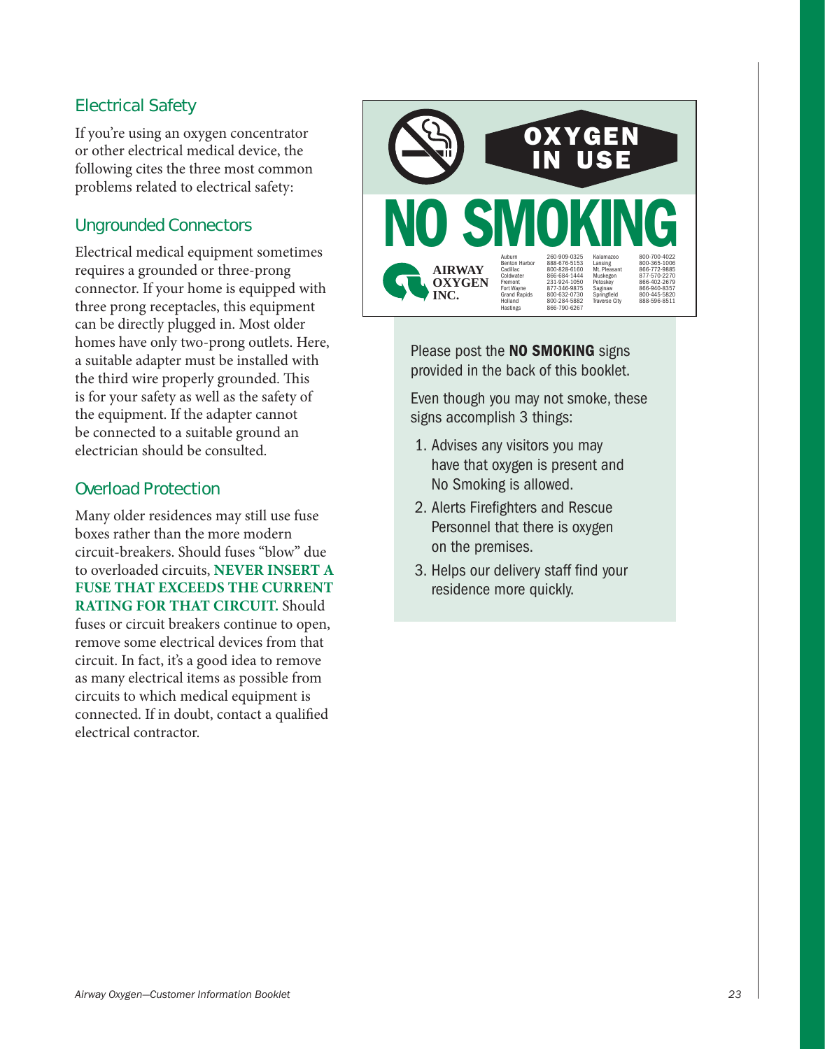## Electrical Safety

If you're using an oxygen concentrator or other electrical medical device, the following cites the three most common problems related to electrical safety:

### Ungrounded Connectors

Electrical medical equipment sometimes requires a grounded or three-prong connector. If your home is equipped with three prong receptacles, this equipment can be directly plugged in. Most older homes have only two-prong outlets. Here, a suitable adapter must be installed with the third wire properly grounded. This is for your safety as well as the safety of the equipment. If the adapter cannot be connected to a suitable ground an electrician should be consulted.

### Overload Protection

Many older residences may still use fuse boxes rather than the more modern circuit-breakers. Should fuses "blow" due to overloaded circuits, **NEVER INSERT A FUSE THAT EXCEEDS THE CURRENT RATING FOR THAT CIRCUIT.** Should fuses or circuit breakers continue to open, remove some electrical devices from that circuit. In fact, it's a good idea to remove as many electrical items as possible from circuits to which medical equipment is connected. If in doubt, contact a qualified electrical contractor.

**OXYGEN IN USE**

**NO SMOKING**

**AIRWAY OXYGEN INC.**

| | | | |
|---|---|---|---|
| Auburn | 260-909-0325 | Kalamazoo | 800-700-4022 |
| Benton Harbor | 888-676-5153 | Lansing | 800-365-1006 |
| Cadillac | 800-828-6160 | Mt. Pleasant | 866-772-9885 |
| Coldwater | 866-684-1444 | Muskegon | 877-570-2270 |
| Fremont | 231-924-1050 | Petoskey | 866-402-2679 |
| Fort Wayne | 877-346-9875 | Saginaw | 866-940-8357 |
| Grand Rapids | 800-632-0730 | Springfield | 800-445-5820 |
| Holland | 800-284-5882 | Traverse City | 888-596-8511 |
| Hastings | 866-790-6267 | | |

Please post the **NO SMOKING** signs provided in the back of this booklet.

Even though you may not smoke, these signs accomplish 3 things:

1. Advises any visitors you may have that oxygen is present and No Smoking is allowed.
2. Alerts Firefighters and Rescue Personnel that there is oxygen on the premises.
3. Helps our delivery staff find your residence more quickly.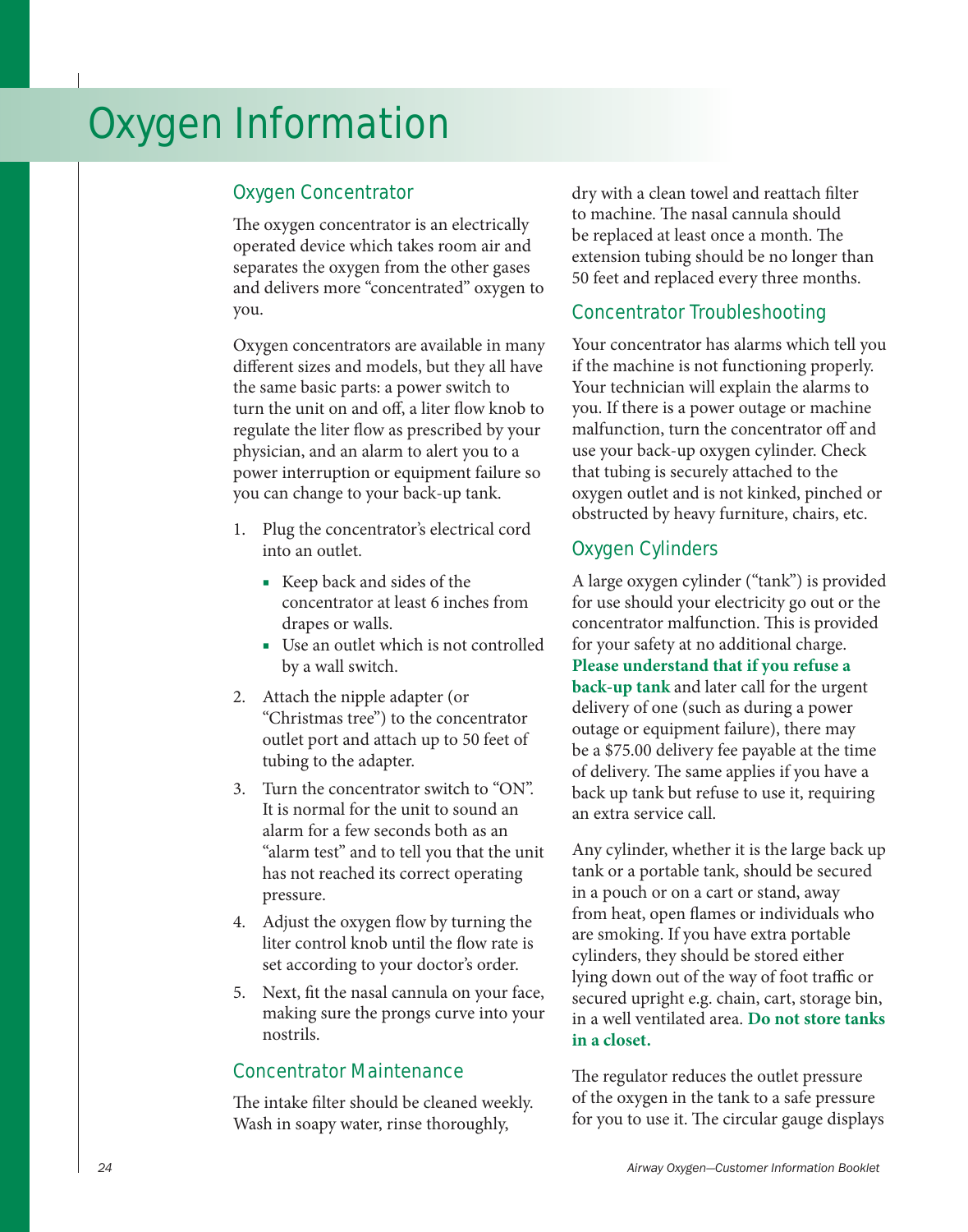# Oxygen Information

## Oxygen Concentrator

The oxygen concentrator is an electrically operated device which takes room air and separates the oxygen from the other gases and delivers more "concentrated" oxygen to you.

Oxygen concentrators are available in many different sizes and models, but they all have the same basic parts: a power switch to turn the unit on and off, a liter flow knob to regulate the liter flow as prescribed by your physician, and an alarm to alert you to a power interruption or equipment failure so you can change to your back-up tank.

1. Plug the concentrator's electrical cord into an outlet.
   - Keep back and sides of the concentrator at least 6 inches from drapes or walls.
   - Use an outlet which is not controlled by a wall switch.
2. Attach the nipple adapter (or "Christmas tree") to the concentrator outlet port and attach up to 50 feet of tubing to the adapter.
3. Turn the concentrator switch to "ON". It is normal for the unit to sound an alarm for a few seconds both as an "alarm test" and to tell you that the unit has not reached its correct operating pressure.
4. Adjust the oxygen flow by turning the liter control knob until the flow rate is set according to your doctor's order.
5. Next, fit the nasal cannula on your face, making sure the prongs curve into your nostrils.

## Concentrator Maintenance

The intake filter should be cleaned weekly. Wash in soapy water, rinse thoroughly, dry with a clean towel and reattach filter to machine. The nasal cannula should be replaced at least once a month. The extension tubing should be no longer than 50 feet and replaced every three months.

## Concentrator Troubleshooting

Your concentrator has alarms which tell you if the machine is not functioning properly. Your technician will explain the alarms to you. If there is a power outage or machine malfunction, turn the concentrator off and use your back-up oxygen cylinder. Check that tubing is securely attached to the oxygen outlet and is not kinked, pinched or obstructed by heavy furniture, chairs, etc.

## Oxygen Cylinders

A large oxygen cylinder ("tank") is provided for use should your electricity go out or the concentrator malfunction. This is provided for your safety at no additional charge. **Please understand that if you refuse a back-up tank** and later call for the urgent delivery of one (such as during a power outage or equipment failure), there may be a $75.00 delivery fee payable at the time of delivery. The same applies if you have a back up tank but refuse to use it, requiring an extra service call.

Any cylinder, whether it is the large back up tank or a portable tank, should be secured in a pouch or on a cart or stand, away from heat, open flames or individuals who are smoking. If you have extra portable cylinders, they should be stored either lying down out of the way of foot traffic or secured upright e.g. chain, cart, storage bin, in a well ventilated area. **Do not store tanks in a closet.**

The regulator reduces the outlet pressure of the oxygen in the tank to a safe pressure for you to use it. The circular gauge displays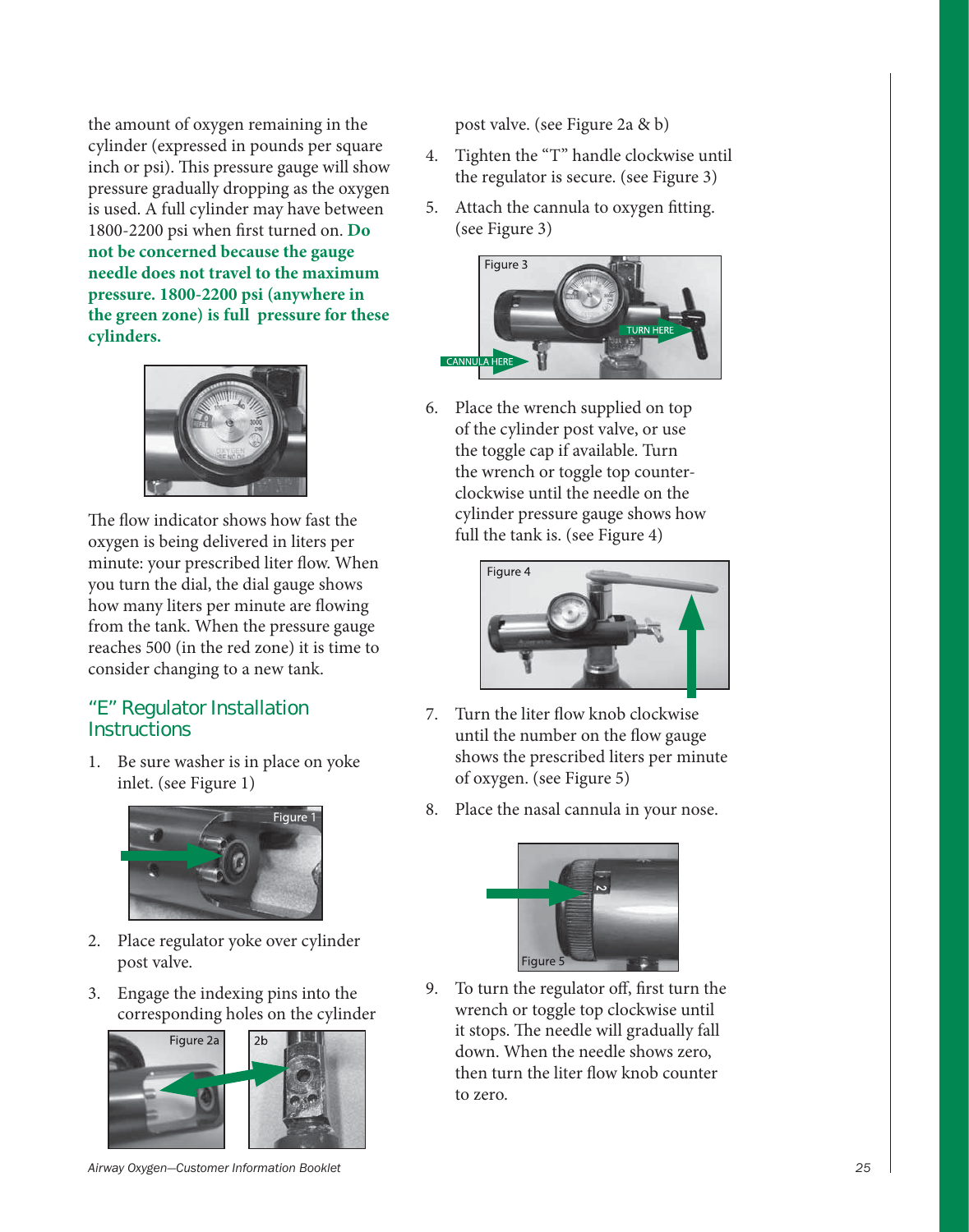the amount of oxygen remaining in the cylinder (expressed in pounds per square inch or psi). This pressure gauge will show pressure gradually dropping as the oxygen is used. A full cylinder may have between 1800-2200 psi when first turned on. **Do not be concerned because the gauge needle does not travel to the maximum pressure. 1800-2200 psi (anywhere in the green zone) is full pressure for these cylinders.**

The flow indicator shows how fast the oxygen is being delivered in liters per minute: your prescribed liter flow. When you turn the dial, the dial gauge shows how many liters per minute are flowing from the tank. When the pressure gauge reaches 500 (in the red zone) it is time to consider changing to a new tank.

## "E" Regulator Installation Instructions

1. Be sure washer is in place on yoke inlet. (see Figure 1)

Figure 1

2. Place regulator yoke over cylinder post valve.
3. Engage the indexing pins into the corresponding holes on the cylinder post valve. (see Figure 2a & b)

Figure 2a 2b

4. Tighten the "T" handle clockwise until the regulator is secure. (see Figure 3)
5. Attach the cannula to oxygen fitting. (see Figure 3)

Figure 3

6. Place the wrench supplied on top of the cylinder post valve, or use the toggle cap if available. Turn the wrench or toggle top counter-clockwise until the needle on the cylinder pressure gauge shows how full the tank is. (see Figure 4)

Figure 4

7. Turn the liter flow knob clockwise until the number on the flow gauge shows the prescribed liters per minute of oxygen. (see Figure 5)
8. Place the nasal cannula in your nose.

Figure 5

9. To turn the regulator off, first turn the wrench or toggle top clockwise until it stops. The needle will gradually fall down. When the needle shows zero, then turn the liter flow knob counter to zero.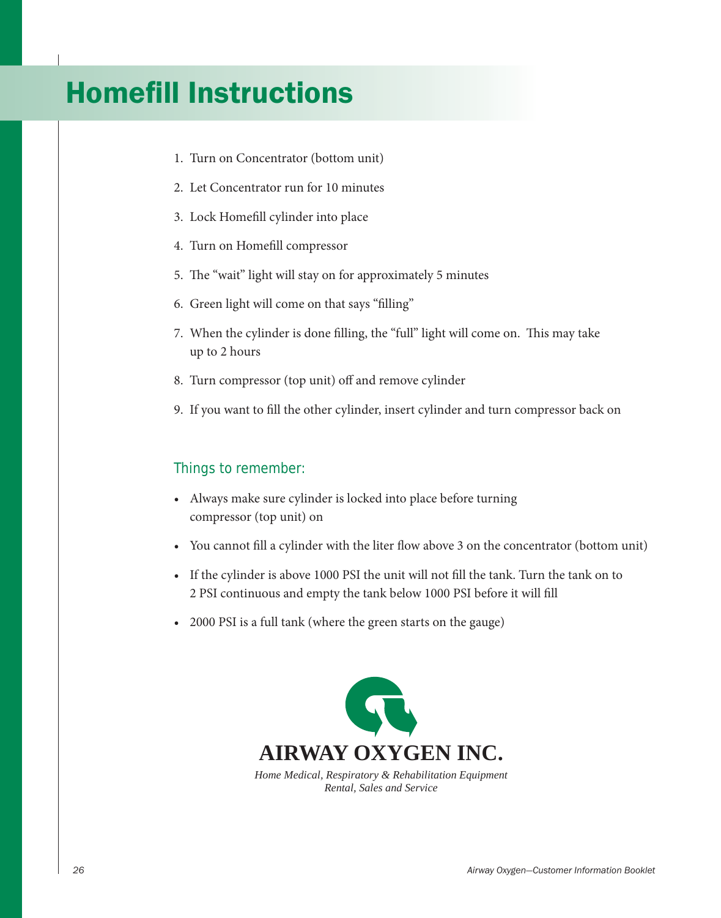# Homefill Instructions

1. Turn on Concentrator (bottom unit)
2. Let Concentrator run for 10 minutes
3. Lock Homefill cylinder into place
4. Turn on Homefill compressor
5. The “wait” light will stay on for approximately 5 minutes
6. Green light will come on that says “filling”
7. When the cylinder is done filling, the “full” light will come on. This may take up to 2 hours
8. Turn compressor (top unit) off and remove cylinder
9. If you want to fill the other cylinder, insert cylinder and turn compressor back on

## Things to remember:

- Always make sure cylinder is locked into place before turning compressor (top unit) on
- You cannot fill a cylinder with the liter flow above 3 on the concentrator (bottom unit)
- If the cylinder is above 1000 PSI the unit will not fill the tank. Turn the tank on to 2 PSI continuous and empty the tank below 1000 PSI before it will fill
- 2000 PSI is a full tank (where the green starts on the gauge)

**AIRWAY OXYGEN INC.**

*Home Medical, Respiratory & Rehabilitation Equipment*
*Rental, Sales and Service*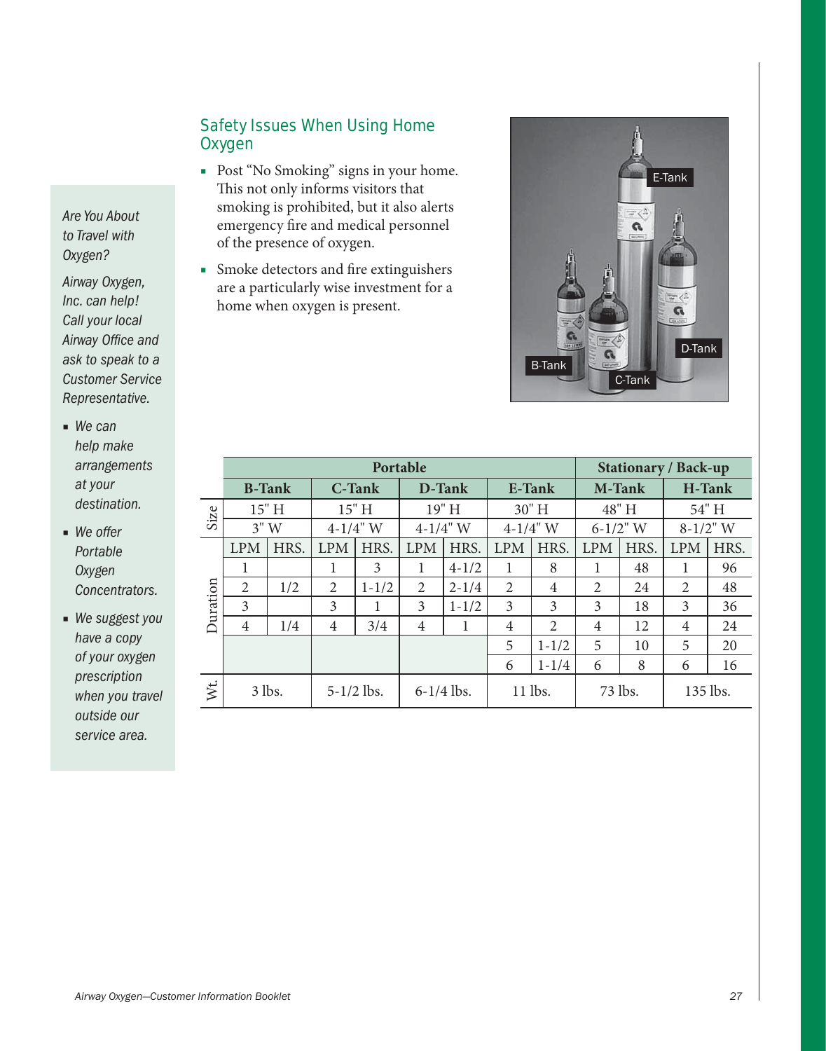## Safety Issues When Using Home Oxygen

- Post "No Smoking" signs in your home. This not only informs visitors that smoking is prohibited, but it also alerts emergency fire and medical personnel of the presence of oxygen.
- Smoke detectors and fire extinguishers are a particularly wise investment for a home when oxygen is present.

*Are You About to Travel with Oxygen?*

*Airway Oxygen, Inc. can help! Call your local Airway Office and ask to speak to a Customer Service Representative.*

- *We can help make arrangements at your destination.*
- *We offer Portable Oxygen Concentrators.*
- *We suggest you have a copy of your oxygen prescription when you travel outside our service area.*

| | Portable | | | | | | | | Stationary / Back-up | | | |
|---|---|---|---|---|---|---|---|---|---|---|---|---|
| | B-Tank | | C-Tank | | D-Tank | | E-Tank | | M-Tank | | H-Tank | |
| Size | 15" H | | 15" H | | 19" H | | 30" H | | 48" H | | 54" H | |
| | 3" W | | 4-1/4" W | | 4-1/4" W | | 4-1/4" W | | 6-1/2" W | | 8-1/2" W | |
| Duration | LPM | HRS. | LPM | HRS. | LPM | HRS. | LPM | HRS. | LPM | HRS. | LPM | HRS. |
| | 1 | | 1 | 3 | 1 | 4-1/2 | 1 | 8 | 1 | 48 | 1 | 96 |
| | 2 | 1/2 | 2 | 1-1/2 | 2 | 2-1/4 | 2 | 4 | 2 | 24 | 2 | 48 |
| | 3 | | 3 | 1 | 3 | 1-1/2 | 3 | 3 | 3 | 18 | 3 | 36 |
| | 4 | 1/4 | 4 | 3/4 | 4 | 1 | 4 | 2 | 4 | 12 | 4 | 24 |
| | | | | | | | 5 | 1-1/2 | 5 | 10 | 5 | 20 |
| | | | | | | | 6 | 1-1/4 | 6 | 8 | 6 | 16 |
| Wt. | 3 lbs. | | 5-1/2 lbs. | | 6-1/4 lbs. | | 11 lbs. | | 73 lbs. | | 135 lbs. | |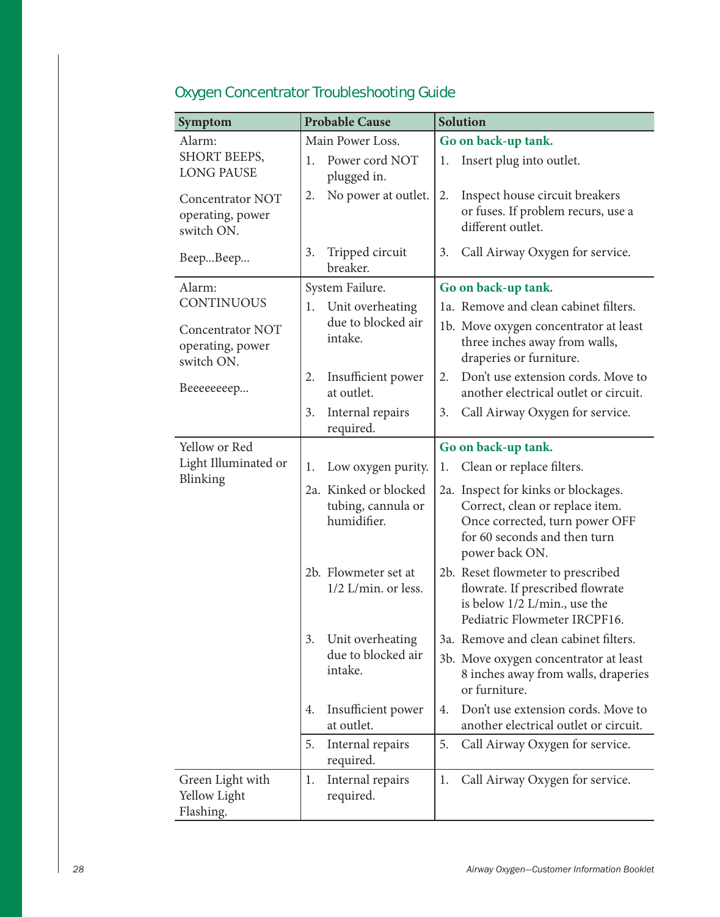## Oxygen Concentrator Troubleshooting Guide

| Symptom | Probable Cause | Solution |
|---|---|---|
| Alarm: SHORT BEEPS, LONG PAUSE | Main Power Loss. | **Go on back-up tank.** |
| | 1. Power cord NOT plugged in. | 1. Insert plug into outlet. |
| Concentrator NOT operating, power switch ON. | 2. No power at outlet. | 2. Inspect house circuit breakers or fuses. If problem recurs, use a different outlet. |
| Beep...Beep... | 3. Tripped circuit breaker. | 3. Call Airway Oxygen for service. |
| Alarm: CONTINUOUS | System Failure. | **Go on back-up tank.** |
| Concentrator NOT operating, power switch ON. | 1. Unit overheating due to blocked air intake. | 1a. Remove and clean cabinet filters. 1b. Move oxygen concentrator at least three inches away from walls, draperies or furniture. |
| Beeeeeeeep... | 2. Insufficient power at outlet. | 2. Don't use extension cords. Move to another electrical outlet or circuit. |
| | 3. Internal repairs required. | 3. Call Airway Oxygen for service. |
| Yellow or Red Light Illuminated or Blinking | | **Go on back-up tank.** |
| | 1. Low oxygen purity. | 1. Clean or replace filters. |
| | 2a. Kinked or blocked tubing, cannula or humidifier. | 2a. Inspect for kinks or blockages. Correct, clean or replace item. Once corrected, turn power OFF for 60 seconds and then turn power back ON. |
| | 2b. Flowmeter set at 1/2 L/min. or less. | 2b. Reset flowmeter to prescribed flowrate. If prescribed flowrate is below 1/2 L/min., use the Pediatric Flowmeter IRCPF16. |
| | 3. Unit overheating due to blocked air intake. | 3a. Remove and clean cabinet filters. 3b. Move oxygen concentrator at least 8 inches away from walls, draperies or furniture. |
| | 4. Insufficient power at outlet. | 4. Don't use extension cords. Move to another electrical outlet or circuit. |
| | 5. Internal repairs required. | 5. Call Airway Oxygen for service. |
| Green Light with Yellow Light Flashing. | 1. Internal repairs required. | 1. Call Airway Oxygen for service. |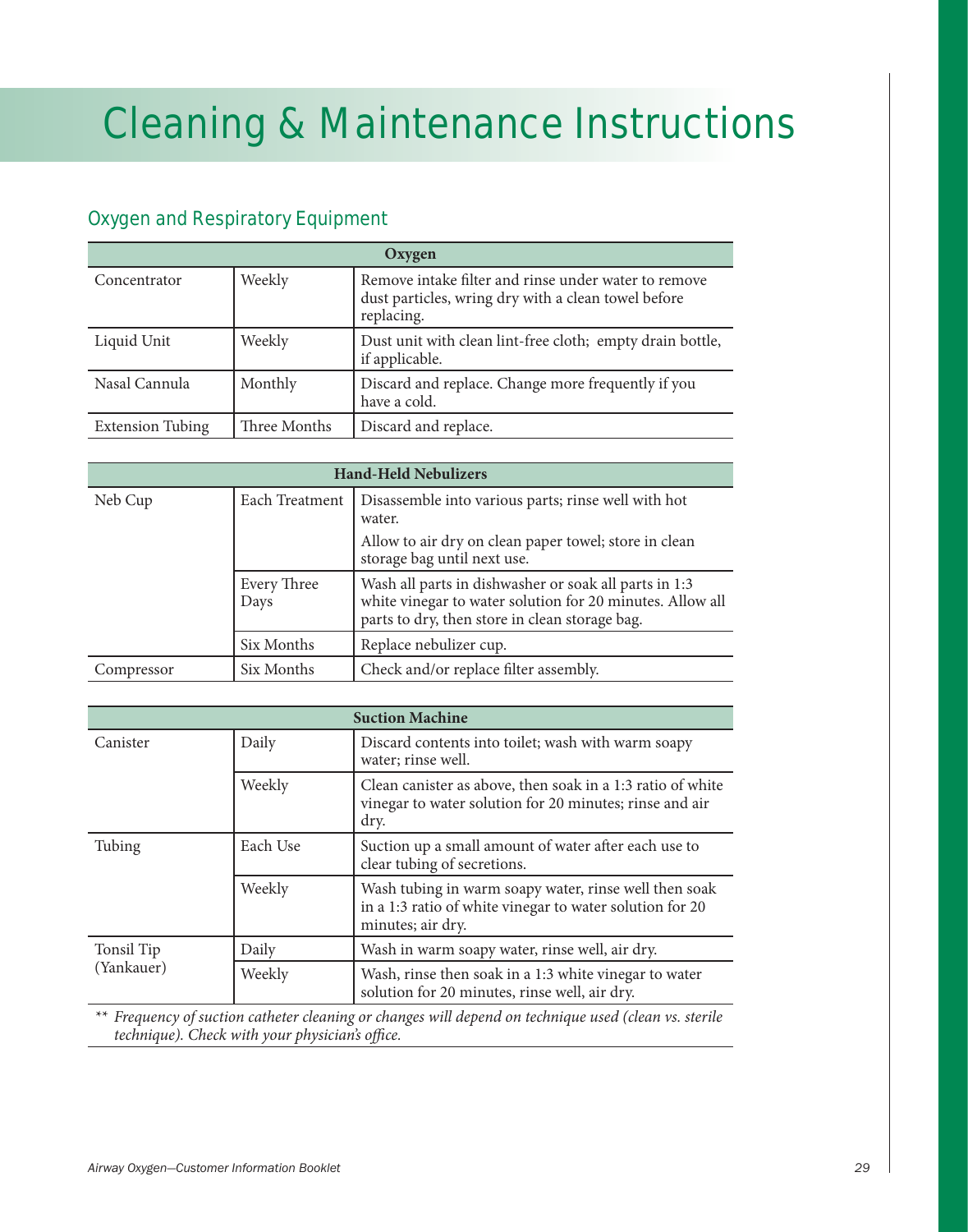# Cleaning & Maintenance Instructions

## Oxygen and Respiratory Equipment

| Oxygen | | |
|---|---|---|
| Concentrator | Weekly | Remove intake filter and rinse under water to remove dust particles, wring dry with a clean towel before replacing. |
| Liquid Unit | Weekly | Dust unit with clean lint-free cloth; empty drain bottle, if applicable. |
| Nasal Cannula | Monthly | Discard and replace. Change more frequently if you have a cold. |
| Extension Tubing | Three Months | Discard and replace. |

| Hand-Held Nebulizers | | |
|---|---|---|
| Neb Cup | Each Treatment | Disassemble into various parts; rinse well with hot water. Allow to air dry on clean paper towel; store in clean storage bag until next use. |
| | Every Three Days | Wash all parts in dishwasher or soak all parts in 1:3 white vinegar to water solution for 20 minutes. Allow all parts to dry, then store in clean storage bag. |
| | Six Months | Replace nebulizer cup. |
| Compressor | Six Months | Check and/or replace filter assembly. |

| Suction Machine | | |
|---|---|---|
| Canister | Daily | Discard contents into toilet; wash with warm soapy water; rinse well. |
| | Weekly | Clean canister as above, then soak in a 1:3 ratio of white vinegar to water solution for 20 minutes; rinse and air dry. |
| Tubing | Each Use | Suction up a small amount of water after each use to clear tubing of secretions. |
| | Weekly | Wash tubing in warm soapy water, rinse well then soak in a 1:3 ratio of white vinegar to water solution for 20 minutes; air dry. |
| Tonsil Tip (Yankauer) | Daily | Wash in warm soapy water, rinse well, air dry. |
| | Weekly | Wash, rinse then soak in a 1:3 white vinegar to water solution for 20 minutes, rinse well, air dry. |

** *Frequency of suction catheter cleaning or changes will depend on technique used (clean vs. sterile technique). Check with your physician's office.*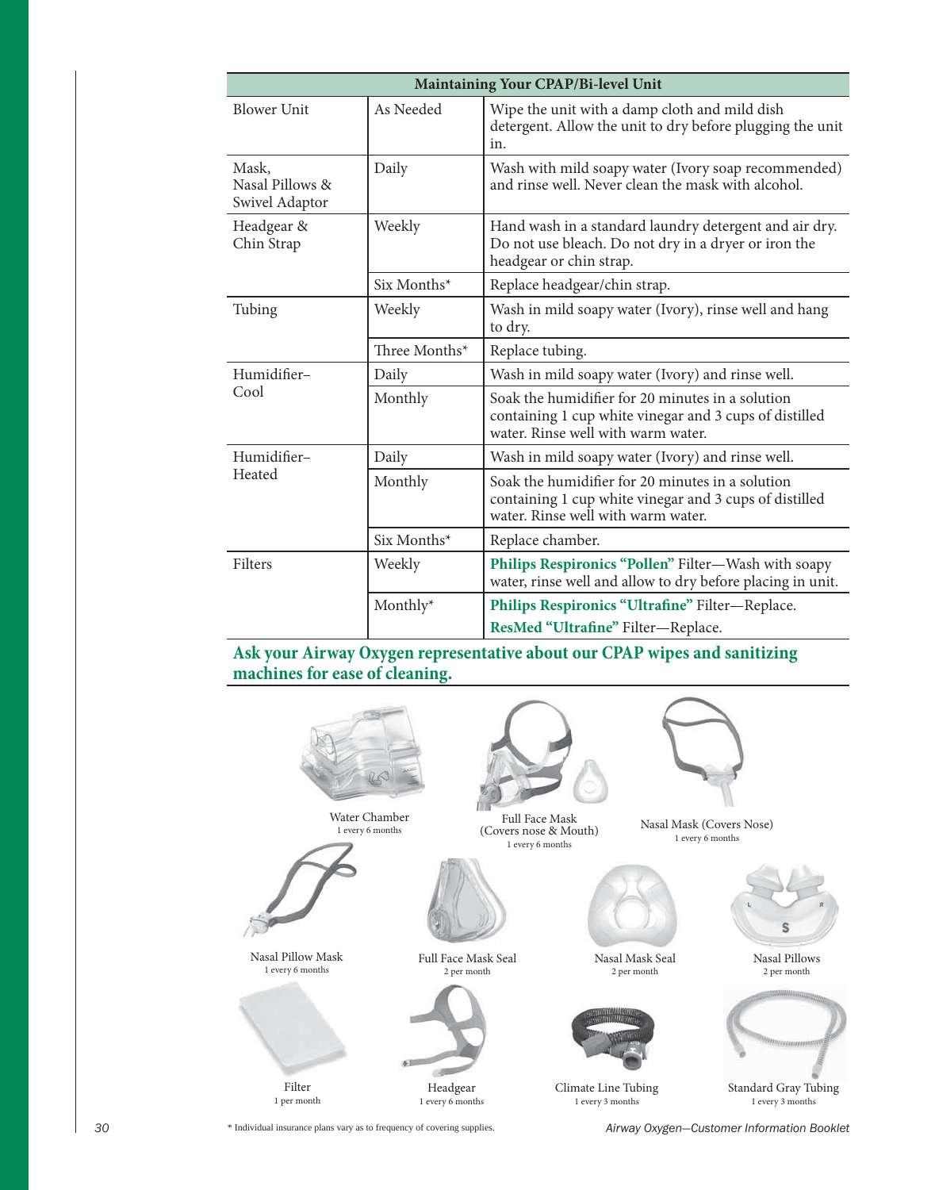| Maintaining Your CPAP/Bi-level Unit | | |
|---|---|---|
| Blower Unit | As Needed | Wipe the unit with a damp cloth and mild dish detergent. Allow the unit to dry before plugging the unit in. |
| Mask, Nasal Pillows & Swivel Adaptor | Daily | Wash with mild soapy water (Ivory soap recommended) and rinse well. Never clean the mask with alcohol. |
| Headgear & Chin Strap | Weekly | Hand wash in a standard laundry detergent and air dry. Do not use bleach. Do not dry in a dryer or iron the headgear or chin strap. |
| | Six Months* | Replace headgear/chin strap. |
| Tubing | Weekly | Wash in mild soapy water (Ivory), rinse well and hang to dry. |
| | Three Months* | Replace tubing. |
| Humidifier–Cool | Daily | Wash in mild soapy water (Ivory) and rinse well. |
| | Monthly | Soak the humidifier for 20 minutes in a solution containing 1 cup white vinegar and 3 cups of distilled water. Rinse well with warm water. |
| Humidifier–Heated | Daily | Wash in mild soapy water (Ivory) and rinse well. |
| | Monthly | Soak the humidifier for 20 minutes in a solution containing 1 cup white vinegar and 3 cups of distilled water. Rinse well with warm water. |
| | Six Months* | Replace chamber. |
| Filters | Weekly | **Philips Respironics "Pollen"** Filter—Wash with soapy water, rinse well and allow to dry before placing in unit. |
| | Monthly* | **Philips Respironics "Ultrafine"** Filter—Replace. **ResMed "Ultrafine"** Filter—Replace. |

**Ask your Airway Oxygen representative about our CPAP wipes and sanitizing machines for ease of cleaning.**

Water Chamber
1 every 6 months

Full Face Mask
(Covers nose & Mouth)
1 every 6 months

Nasal Mask (Covers Nose)
1 every 6 months

Nasal Pillow Mask
1 every 6 months

Full Face Mask Seal
2 per month

Nasal Mask Seal
2 per month

Nasal Pillows
2 per month

Filter
1 per month

Headgear
1 every 6 months

Climate Line Tubing
1 every 3 months

Standard Gray Tubing
1 every 3 months

* Individual insurance plans vary as to frequency of covering supplies.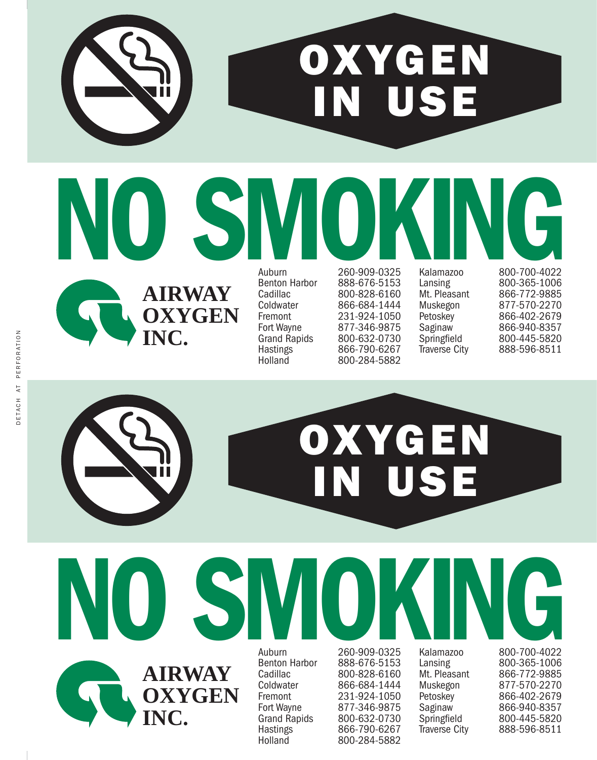# OXYGEN IN USE

# NO SMOKING

**AIRWAY OXYGEN INC.**

| | | | |
|---|---|---|---|
| Auburn | 260-909-0325 | Kalamazoo | 800-700-4022 |
| Benton Harbor | 888-676-5153 | Lansing | 800-365-1006 |
| Cadillac | 800-828-6160 | Mt. Pleasant | 866-772-9885 |
| Coldwater | 866-684-1444 | Muskegon | 877-570-2270 |
| Fremont | 231-924-1050 | Petoskey | 866-402-2679 |
| Fort Wayne | 877-346-9875 | Saginaw | 866-940-8357 |
| Grand Rapids | 800-632-0730 | Springfield | 800-445-5820 |
| Hastings | 866-790-6267 | Traverse City | 888-596-8511 |
| Holland | 800-284-5882 | | |

DETACH AT PERFORATION

# OXYGEN IN USE

# NO SMOKING

**AIRWAY OXYGEN INC.**

| | | | |
|---|---|---|---|
| Auburn | 260-909-0325 | Kalamazoo | 800-700-4022 |
| Benton Harbor | 888-676-5153 | Lansing | 800-365-1006 |
| Cadillac | 800-828-6160 | Mt. Pleasant | 866-772-9885 |
| Coldwater | 866-684-1444 | Muskegon | 877-570-2270 |
| Fremont | 231-924-1050 | Petoskey | 866-402-2679 |
| Fort Wayne | 877-346-9875 | Saginaw | 866-940-8357 |
| Grand Rapids | 800-632-0730 | Springfield | 800-445-5820 |
| Hastings | 866-790-6267 | Traverse City | 888-596-8511 |
| Holland | 800-284-5882 | | |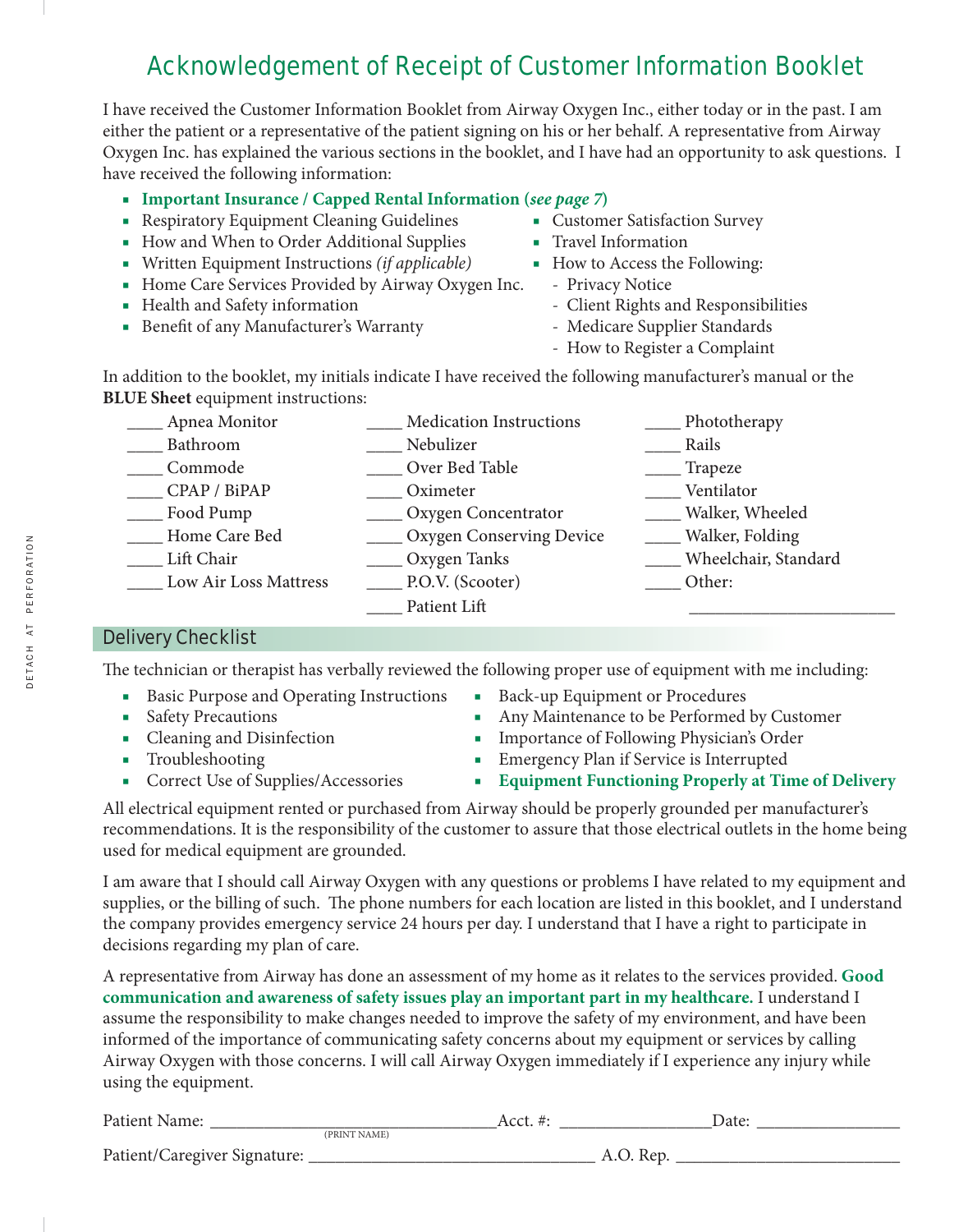# Acknowledgement of Receipt of Customer Information Booklet

I have received the Customer Information Booklet from Airway Oxygen Inc., either today or in the past. I am either the patient or a representative of the patient signing on his or her behalf. A representative from Airway Oxygen Inc. has explained the various sections in the booklet, and I have had an opportunity to ask questions. I have received the following information:

- **Important Insurance / Capped Rental Information (*see page 7*)**
- Respiratory Equipment Cleaning Guidelines
- How and When to Order Additional Supplies
- Written Equipment Instructions *(if applicable)*
- Home Care Services Provided by Airway Oxygen Inc.
- Health and Safety information
- Benefit of any Manufacturer's Warranty
- Customer Satisfaction Survey
- Travel Information
- How to Access the Following:
  - Privacy Notice
  - Client Rights and Responsibilities
  - Medicare Supplier Standards
  - How to Register a Complaint

In addition to the booklet, my initials indicate I have received the following manufacturer's manual or the **BLUE Sheet** equipment instructions:

____ Apnea Monitor
____ Bathroom
____ Commode
____ CPAP / BiPAP
____ Food Pump
____ Home Care Bed
____ Lift Chair
____ Low Air Loss Mattress
____ Medication Instructions
____ Nebulizer
____ Over Bed Table
____ Oximeter
____ Oxygen Concentrator
____ Oxygen Conserving Device
____ Oxygen Tanks
____ P.O.V. (Scooter)
____ Patient Lift
____ Phototherapy
____ Rails
____ Trapeze
____ Ventilator
____ Walker, Wheeled
____ Walker, Folding
____ Wheelchair, Standard
____ Other: ________________________

## Delivery Checklist

The technician or therapist has verbally reviewed the following proper use of equipment with me including:

- Basic Purpose and Operating Instructions
- Safety Precautions
- Cleaning and Disinfection
- Troubleshooting
- Correct Use of Supplies/Accessories
- Back-up Equipment or Procedures
- Any Maintenance to be Performed by Customer
- Importance of Following Physician's Order
- Emergency Plan if Service is Interrupted
- **Equipment Functioning Properly at Time of Delivery**

All electrical equipment rented or purchased from Airway should be properly grounded per manufacturer's recommendations. It is the responsibility of the customer to assure that those electrical outlets in the home being used for medical equipment are grounded.

I am aware that I should call Airway Oxygen with any questions or problems I have related to my equipment and supplies, or the billing of such. The phone numbers for each location are listed in this booklet, and I understand the company provides emergency service 24 hours per day. I understand that I have a right to participate in decisions regarding my plan of care.

A representative from Airway has done an assessment of my home as it relates to the services provided. **Good communication and awareness of safety issues play an important part in my healthcare.** I understand I assume the responsibility to make changes needed to improve the safety of my environment, and have been informed of the importance of communicating safety concerns about my equipment or services by calling Airway Oxygen with those concerns. I will call Airway Oxygen immediately if I experience any injury while using the equipment.

Patient Name: ________________________________ (PRINT NAME) Acct. #: _________________ Date: ________________

Patient/Caregiver Signature: ________________________________ A.O. Rep. _________________________

DETACH AT PERFORATION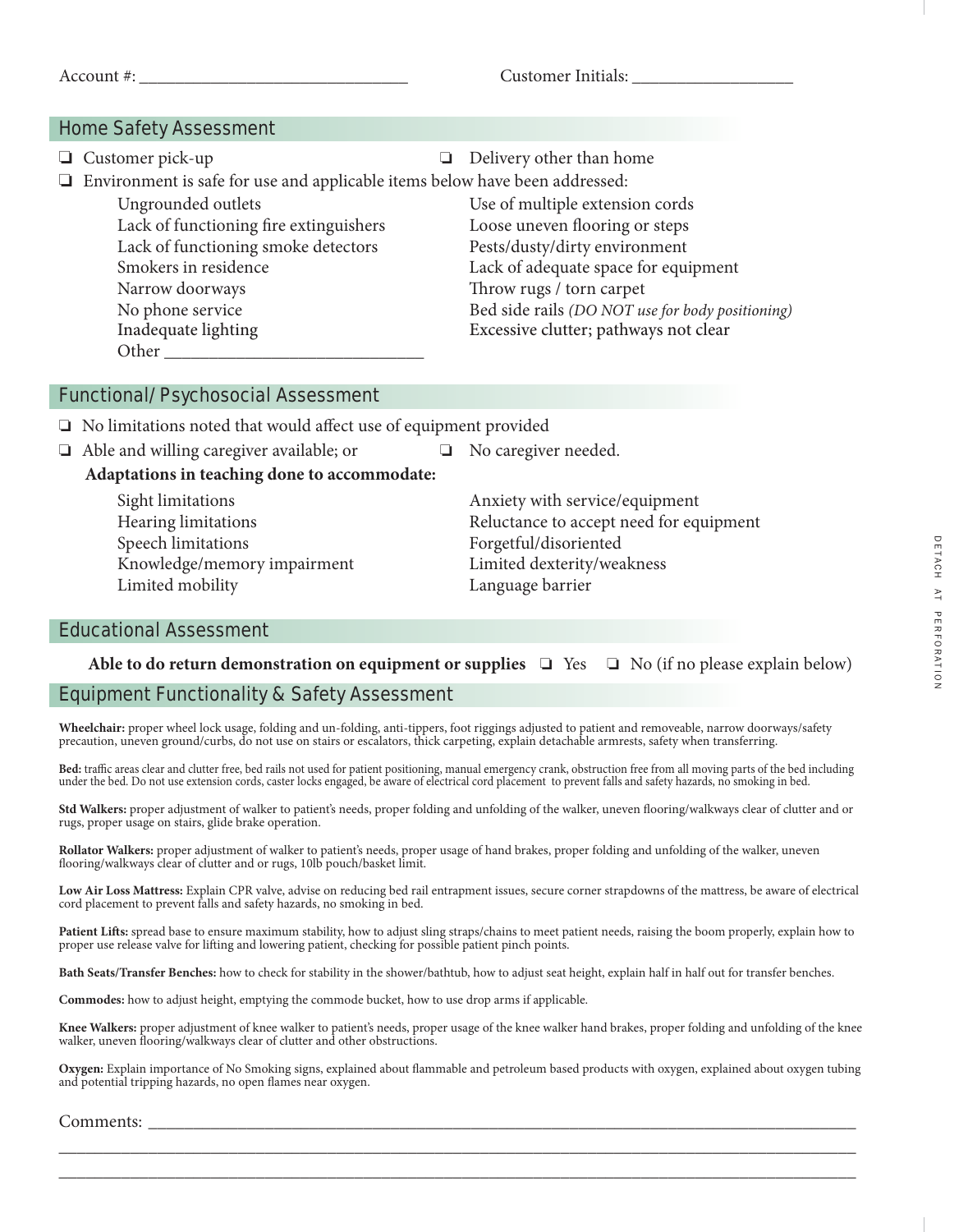Account #: ______________________________ Customer Initials: __________________

## Home Safety Assessment

❑ Customer pick-up
❑ Delivery other than home
❑ Environment is safe for use and applicable items below have been addressed:

- Ungrounded outlets
- Lack of functioning fire extinguishers
- Lack of functioning smoke detectors
- Smokers in residence
- Narrow doorways
- No phone service
- Inadequate lighting
- Other ____________________________
- Use of multiple extension cords
- Loose uneven flooring or steps
- Pests/dusty/dirty environment
- Lack of adequate space for equipment
- Throw rugs / torn carpet
- Bed side rails *(DO NOT use for body positioning)*
- Excessive clutter; pathways not clear

## Functional/ Psychosocial Assessment

❑ No limitations noted that would affect use of equipment provided
❑ Able and willing caregiver available; or
❑ No caregiver needed.

**Adaptations in teaching done to accommodate:**

- Sight limitations
- Hearing limitations
- Speech limitations
- Knowledge/memory impairment
- Limited mobility
- Anxiety with service/equipment
- Reluctance to accept need for equipment
- Forgetful/disoriented
- Limited dexterity/weakness
- Language barrier

## Educational Assessment

**Able to do return demonstration on equipment or supplies** ❑ Yes ❑ No (if no please explain below)

## Equipment Functionality & Safety Assessment

**Wheelchair:** proper wheel lock usage, folding and un-folding, anti-tippers, foot riggings adjusted to patient and removeable, narrow doorways/safety precaution, uneven ground/curbs, do not use on stairs or escalators, thick carpeting, explain detachable armrests, safety when transferring.

**Bed:** traffic areas clear and clutter free, bed rails not used for patient positioning, manual emergency crank, obstruction free from all moving parts of the bed including under the bed. Do not use extension cords, caster locks engaged, be aware of electrical cord placement to prevent falls and safety hazards, no smoking in bed.

**Std Walkers:** proper adjustment of walker to patient's needs, proper folding and unfolding of the walker, uneven flooring/walkways clear of clutter and or rugs, proper usage on stairs, glide brake operation.

**Rollator Walkers:** proper adjustment of walker to patient's needs, proper usage of hand brakes, proper folding and unfolding of the walker, uneven flooring/walkways clear of clutter and or rugs, 10lb pouch/basket limit.

**Low Air Loss Mattress:** Explain CPR valve, advise on reducing bed rail entrapment issues, secure corner strapdowns of the mattress, be aware of electrical cord placement to prevent falls and safety hazards, no smoking in bed.

**Patient Lifts:** spread base to ensure maximum stability, how to adjust sling straps/chains to meet patient needs, raising the boom properly, explain how to proper use release valve for lifting and lowering patient, checking for possible patient pinch points.

**Bath Seats/Transfer Benches:** how to check for stability in the shower/bathtub, how to adjust seat height, explain half in half out for transfer benches.

**Commodes:** how to adjust height, emptying the commode bucket, how to use drop arms if applicable.

**Knee Walkers:** proper adjustment of knee walker to patient's needs, proper usage of the knee walker hand brakes, proper folding and unfolding of the knee walker, uneven flooring/walkways clear of clutter and other obstructions.

**Oxygen:** Explain importance of No Smoking signs, explained about flammable and petroleum based products with oxygen, explained about oxygen tubing and potential tripping hazards, no open flames near oxygen.

Comments: ________________________________________________________________________________

__________________________________________________________________________________________

__________________________________________________________________________________________

DETACH AT PERFORATION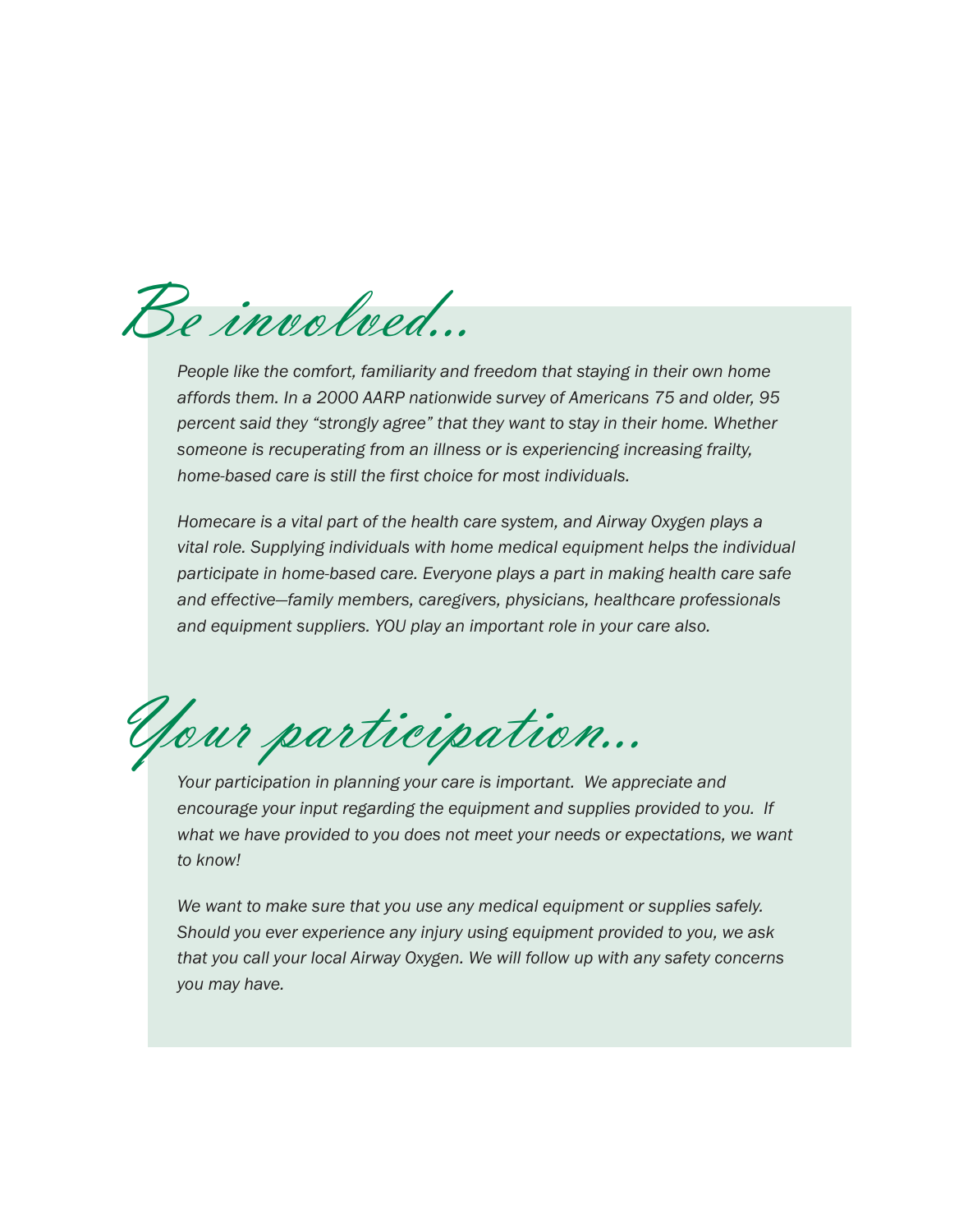# Be involved...

*People like the comfort, familiarity and freedom that staying in their own home affords them. In a 2000 AARP nationwide survey of Americans 75 and older, 95 percent said they "strongly agree" that they want to stay in their home. Whether someone is recuperating from an illness or is experiencing increasing frailty, home-based care is still the first choice for most individuals.*

*Homecare is a vital part of the health care system, and Airway Oxygen plays a vital role. Supplying individuals with home medical equipment helps the individual participate in home-based care. Everyone plays a part in making health care safe and effective—family members, caregivers, physicians, healthcare professionals and equipment suppliers. YOU play an important role in your care also.*

# Your participation...

*Your participation in planning your care is important. We appreciate and encourage your input regarding the equipment and supplies provided to you. If what we have provided to you does not meet your needs or expectations, we want to know!*

*We want to make sure that you use any medical equipment or supplies safely. Should you ever experience any injury using equipment provided to you, we ask that you call your local Airway Oxygen. We will follow up with any safety concerns you may have.*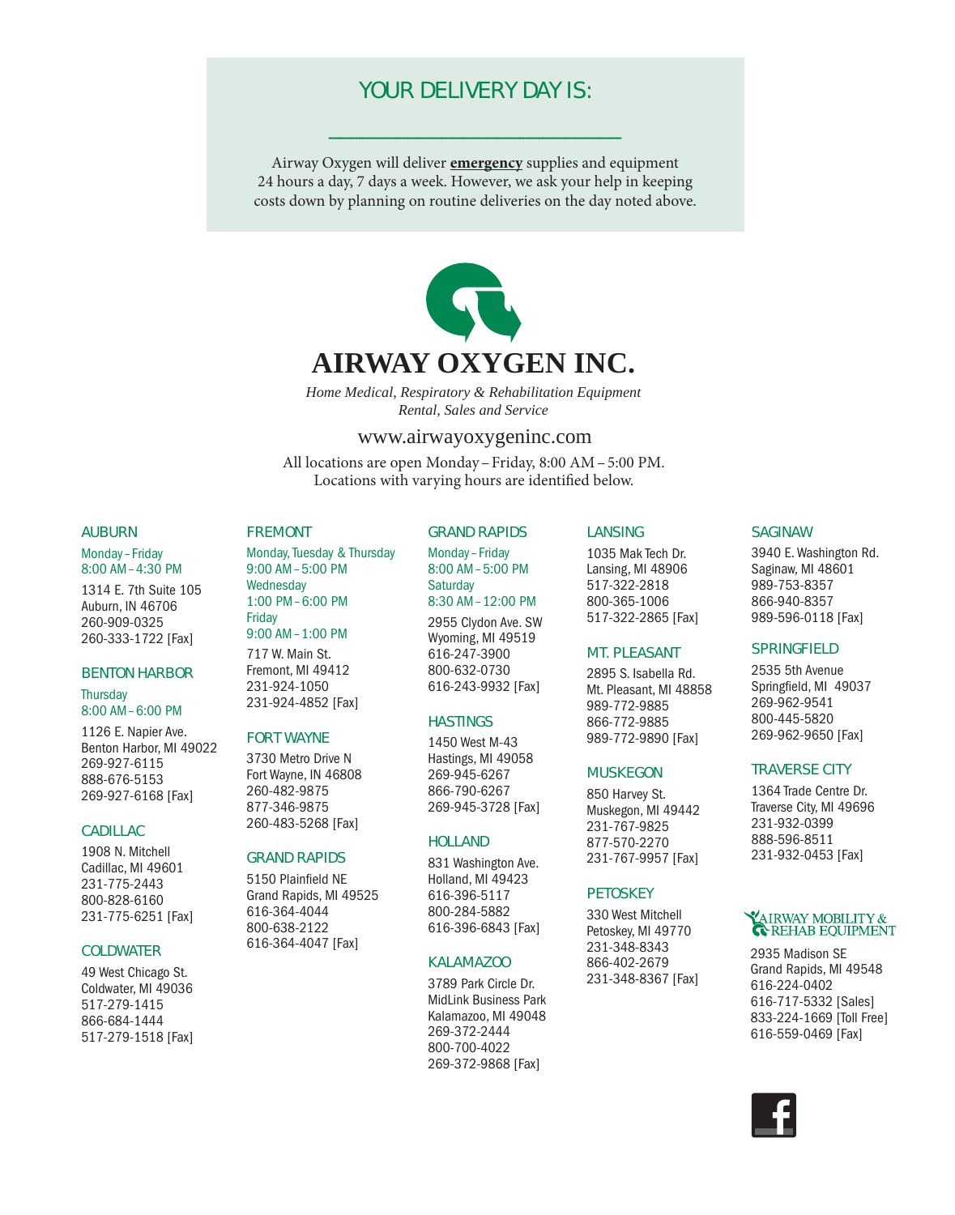## YOUR DELIVERY DAY IS:

\_\_\_\_\_\_\_\_\_\_\_\_\_\_\_\_\_\_\_\_\_\_\_\_\_\_

Airway Oxygen will deliver **emergency** supplies and equipment 24 hours a day, 7 days a week. However, we ask your help in keeping costs down by planning on routine deliveries on the day noted above.

# AIRWAY OXYGEN INC.

*Home Medical, Respiratory & Rehabilitation Equipment*
*Rental, Sales and Service*

www.airwayoxygeninc.com

All locations are open Monday – Friday, 8:00 AM – 5:00 PM.
Locations with varying hours are identified below.

### AUBURN
Monday – Friday
8:00 AM – 4:30 PM
1314 E. 7th Suite 105
Auburn, IN 46706
260-909-0325
260-333-1722 [Fax]

### BENTON HARBOR
Thursday
8:00 AM – 6:00 PM
1126 E. Napier Ave.
Benton Harbor, MI 49022
269-927-6115
888-676-5153
269-927-6168 [Fax]

### CADILLAC
1908 N. Mitchell
Cadillac, MI 49601
231-775-2443
800-828-6160
231-775-6251 [Fax]

### COLDWATER
49 West Chicago St.
Coldwater, MI 49036
517-279-1415
866-684-1444
517-279-1518 [Fax]

### FREMONT
Monday, Tuesday & Thursday
9:00 AM – 5:00 PM
Wednesday
1:00 PM – 6:00 PM
Friday
9:00 AM – 1:00 PM
717 W. Main St.
Fremont, MI 49412
231-924-1050
231-924-4852 [Fax]

### FORT WAYNE
3730 Metro Drive N
Fort Wayne, IN 46808
260-482-9875
877-346-9875
260-483-5268 [Fax]

### GRAND RAPIDS
5150 Plainfield NE
Grand Rapids, MI 49525
616-364-4044
800-638-2122
616-364-4047 [Fax]

### GRAND RAPIDS
Monday – Friday
8:00 AM – 5:00 PM
Saturday
8:30 AM – 12:00 PM
2955 Clydon Ave. SW
Wyoming, MI 49519
616-247-3900
800-632-0730
616-243-9932 [Fax]

### HASTINGS
1450 West M-43
Hastings, MI 49058
269-945-6267
866-790-6267
269-945-3728 [Fax]

### HOLLAND
831 Washington Ave.
Holland, MI 49423
616-396-5117
800-284-5882
616-396-6843 [Fax]

### KALAMAZOO
3789 Park Circle Dr.
MidLink Business Park
Kalamazoo, MI 49048
269-372-2444
800-700-4022
269-372-9868 [Fax]

### LANSING
1035 Mak Tech Dr.
Lansing, MI 48906
517-322-2818
800-365-1006
517-322-2865 [Fax]

### MT. PLEASANT
2895 S. Isabella Rd.
Mt. Pleasant, MI 48858
989-772-9885
866-772-9885
989-772-9890 [Fax]

### MUSKEGON
850 Harvey St.
Muskegon, MI 49442
231-767-9825
877-570-2270
231-767-9957 [Fax]

### PETOSKEY
330 West Mitchell
Petoskey, MI 49770
231-348-8343
866-402-2679
231-348-8367 [Fax]

### SAGINAW
3940 E. Washington Rd.
Saginaw, MI 48601
989-753-8357
866-940-8357
989-596-0118 [Fax]

### SPRINGFIELD
2535 5th Avenue
Springfield, MI 49037
269-962-9541
800-445-5820
269-962-9650 [Fax]

### TRAVERSE CITY
1364 Trade Centre Dr.
Traverse City, MI 49696
231-932-0399
888-596-8511
231-932-0453 [Fax]

### AIRWAY MOBILITY & REHAB EQUIPMENT
2935 Madison SE
Grand Rapids, MI 49548
616-224-0402
616-717-5332 [Sales]
833-224-1669 [Toll Free]
616-559-0469 [Fax]